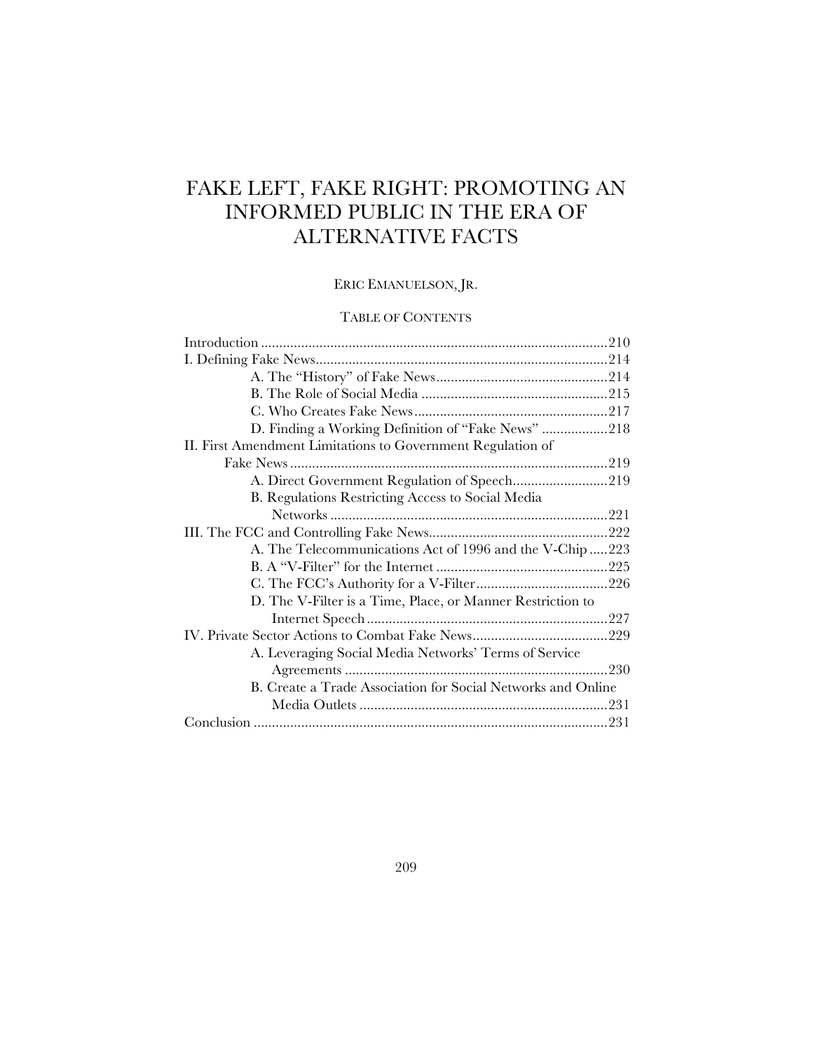# FAKE LEFT, FAKE RIGHT: PROMOTING AN INFORMED PUBLIC IN THE ERA OF ALTERNATIVE FACTS

ERIC EMANUELSON, JR.

TABLE OF CONTENTS

Introduction ..............................................................................................210
I. Defining Fake News.................................................................................214
    A. The "History" of Fake News...............................................214
    B. The Role of Social Media ...................................................215
    C. Who Creates Fake News.....................................................217
    D. Finding a Working Definition of "Fake News" ..................218
II. First Amendment Limitations to Government Regulation of Fake News.......................................................................................219
    A. Direct Government Regulation of Speech..........................219
    B. Regulations Restricting Access to Social Media Networks ............................................................................221
III. The FCC and Controlling Fake News.................................................222
    A. The Telecommunications Act of 1996 and the V-Chip .....223
    B. A "V-Filter" for the Internet ...............................................225
    C. The FCC's Authority for a V-Filter....................................226
    D. The V-Filter is a Time, Place, or Manner Restriction to Internet Speech .................................................................227
IV. Private Sector Actions to Combat Fake News.....................................229
    A. Leveraging Social Media Networks' Terms of Service Agreements ........................................................................230
    B. Create a Trade Association for Social Networks and Online Media Outlets ....................................................................231
Conclusion ................................................................................................231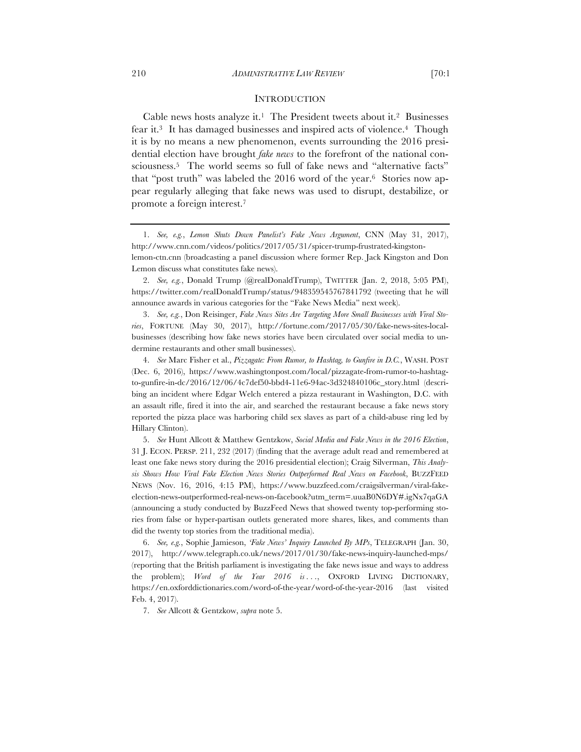## INTRODUCTION

Cable news hosts analyze it.[1] The President tweets about it.[2] Businesses fear it.[3] It has damaged businesses and inspired acts of violence.[4] Though it is by no means a new phenomenon, events surrounding the 2016 presidential election have brought *fake news* to the forefront of the national consciousness.[5] The world seems so full of fake news and "alternative facts" that "post truth" was labeled the 2016 word of the year.[6] Stories now appear regularly alleging that fake news was used to disrupt, destabilize, or promote a foreign interest.[7]

---

1. *See, e.g.*, *Lemon Shuts Down Panelist's Fake News Argument*, CNN (May 31, 2017), http://www.cnn.com/videos/politics/2017/05/31/spicer-trump-frustrated-kingston-lemon-ctn.cnn (broadcasting a panel discussion where former Rep. Jack Kingston and Don Lemon discuss what constitutes fake news).

2. *See, e.g.*, Donald Trump (@realDonaldTrump), TWITTER (Jan. 2, 2018, 5:05 PM), https://twitter.com/realDonaldTrump/status/948359545767841792 (tweeting that he will announce awards in various categories for the "Fake News Media" next week).

3. *See, e.g.*, Don Reisinger, *Fake News Sites Are Targeting More Small Businesses with Viral Stories*, FORTUNE (May 30, 2017), http://fortune.com/2017/05/30/fake-news-sites-local-businesses (describing how fake news stories have been circulated over social media to undermine restaurants and other small businesses).

4. *See* Marc Fisher et al., *Pizzagate: From Rumor, to Hashtag, to Gunfire in D.C.*, WASH. POST (Dec. 6, 2016), https://www.washingtonpost.com/local/pizzagate-from-rumor-to-hashtag-to-gunfire-in-dc/2016/12/06/4c7def50-bbd4-11e6-94ac-3d324840106c_story.html (describing an incident where Edgar Welch entered a pizza restaurant in Washington, D.C. with an assault rifle, fired it into the air, and searched the restaurant because a fake news story reported the pizza place was harboring child sex slaves as part of a child-abuse ring led by Hillary Clinton).

5. *See* Hunt Allcott & Matthew Gentzkow, *Social Media and Fake News in the 2016 Election*, 31 J. ECON. PERSP. 211, 232 (2017) (finding that the average adult read and remembered at least one fake news story during the 2016 presidential election); Craig Silverman, *This Analysis Shows How Viral Fake Election News Stories Outperformed Real News on Facebook*, BUZZFEED NEWS (Nov. 16, 2016, 4:15 PM), https://www.buzzfeed.com/craigsilverman/viral-fake-election-news-outperformed-real-news-on-facebook?utm_term=.uuaB0N6DY#.igNx7qaGA (announcing a study conducted by BuzzFeed News that showed twenty top-performing stories from false or hyper-partisan outlets generated more shares, likes, and comments than did the twenty top stories from the traditional media).

6. *See, e.g.*, Sophie Jamieson, *'Fake News' Inquiry Launched By MPs*, TELEGRAPH (Jan. 30, 2017), http://www.telegraph.co.uk/news/2017/01/30/fake-news-inquiry-launched-mps/ (reporting that the British parliament is investigating the fake news issue and ways to address the problem); *Word of the Year 2016 is . . .*, OXFORD LIVING DICTIONARY, https://en.oxforddictionaries.com/word-of-the-year/word-of-the-year-2016 (last visited Feb. 4, 2017).

7. *See* Allcott & Gentzkow, *supra* note 5.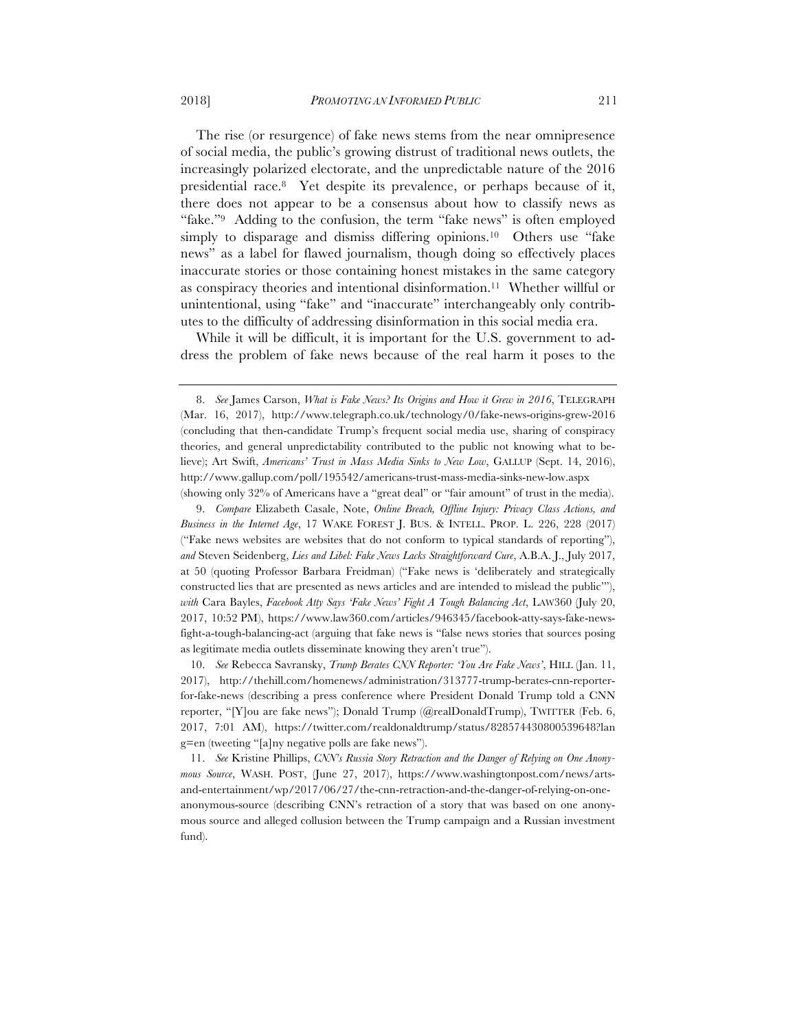The rise (or resurgence) of fake news stems from the near omnipresence of social media, the public's growing distrust of traditional news outlets, the increasingly polarized electorate, and the unpredictable nature of the 2016 presidential race.[8] Yet despite its prevalence, or perhaps because of it, there does not appear to be a consensus about how to classify news as "fake."[9] Adding to the confusion, the term "fake news" is often employed simply to disparage and dismiss differing opinions.[10] Others use "fake news" as a label for flawed journalism, though doing so effectively places inaccurate stories or those containing honest mistakes in the same category as conspiracy theories and intentional disinformation.[11] Whether willful or unintentional, using "fake" and "inaccurate" interchangeably only contributes to the difficulty of addressing disinformation in this social media era.

While it will be difficult, it is important for the U.S. government to address the problem of fake news because of the real harm it poses to the

---

8. *See* James Carson, *What is Fake News? Its Origins and How it Grew in 2016*, TELEGRAPH (Mar. 16, 2017), http://www.telegraph.co.uk/technology/0/fake-news-origins-grew-2016 (concluding that then-candidate Trump's frequent social media use, sharing of conspiracy theories, and general unpredictability contributed to the public not knowing what to believe); Art Swift, *Americans' Trust in Mass Media Sinks to New Low*, GALLUP (Sept. 14, 2016), http://www.gallup.com/poll/195542/americans-trust-mass-media-sinks-new-low.aspx (showing only 32% of Americans have a "great deal" or "fair amount" of trust in the media).

9. *Compare* Elizabeth Casale, Note, *Online Breach, Offline Injury: Privacy Class Actions, and Business in the Internet Age*, 17 WAKE FOREST J. BUS. & INTELL. PROP. L. 226, 228 (2017) ("Fake news websites are websites that do not conform to typical standards of reporting"), *and* Steven Seidenberg, *Lies and Libel: Fake News Lacks Straightforward Cure*, A.B.A. J., July 2017, at 50 (quoting Professor Barbara Freidman) ("Fake news is 'deliberately and strategically constructed lies that are presented as news articles and are intended to mislead the public'"), *with* Cara Bayles, *Facebook Atty Says 'Fake News' Fight A Tough Balancing Act*, LAW360 (July 20, 2017, 10:52 PM), https://www.law360.com/articles/946345/facebook-atty-says-fake-news-fight-a-tough-balancing-act (arguing that fake news is "false news stories that sources posing as legitimate media outlets disseminate knowing they aren't true").

10. *See* Rebecca Savransky, *Trump Berates CNN Reporter: 'You Are Fake News'*, HILL (Jan. 11, 2017), http://thehill.com/homenews/administration/313777-trump-berates-cnn-reporter-for-fake-news (describing a press conference where President Donald Trump told a CNN reporter, "[Y]ou are fake news"); Donald Trump (@realDonaldTrump), TWITTER (Feb. 6, 2017, 7:01 AM), https://twitter.com/realdonaldtrump/status/828574430800539648?lang=en (tweeting "[a]ny negative polls are fake news").

11. *See* Kristine Phillips, *CNN's Russia Story Retraction and the Danger of Relying on One Anonymous Source*, WASH. POST, (June 27, 2017), https://www.washingtonpost.com/news/arts-and-entertainment/wp/2017/06/27/the-cnn-retraction-and-the-danger-of-relying-on-one-anonymous-source (describing CNN's retraction of a story that was based on one anonymous source and alleged collusion between the Trump campaign and a Russian investment fund).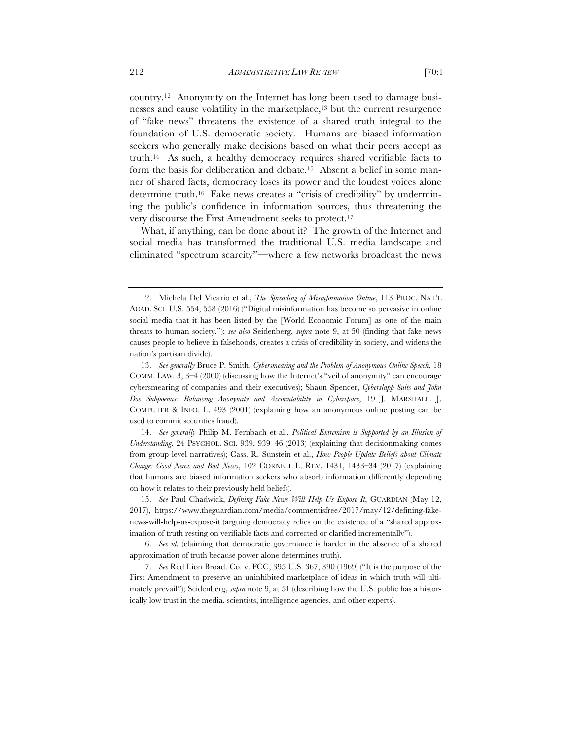country.[12] Anonymity on the Internet has long been used to damage businesses and cause volatility in the marketplace,[13] but the current resurgence of "fake news" threatens the existence of a shared truth integral to the foundation of U.S. democratic society. Humans are biased information seekers who generally make decisions based on what their peers accept as truth.[14] As such, a healthy democracy requires shared verifiable facts to form the basis for deliberation and debate.[15] Absent a belief in some manner of shared facts, democracy loses its power and the loudest voices alone determine truth.[16] Fake news creates a "crisis of credibility" by undermining the public's confidence in information sources, thus threatening the very discourse the First Amendment seeks to protect.[17]

What, if anything, can be done about it? The growth of the Internet and social media has transformed the traditional U.S. media landscape and eliminated "spectrum scarcity"—where a few networks broadcast the news

---

12. Michela Del Vicario et al., *The Spreading of Misinformation Online*, 113 PROC. NAT'L ACAD. SCI. U.S. 554, 558 (2016) ("Digital misinformation has become so pervasive in online social media that it has been listed by the [World Economic Forum] as one of the main threats to human society."); *see also* Seidenberg, *supra* note 9, at 50 (finding that fake news causes people to believe in falsehoods, creates a crisis of credibility in society, and widens the nation's partisan divide).

13. *See generally* Bruce P. Smith, *Cybersmearing and the Problem of Anonymous Online Speech*, 18 COMM. LAW. 3, 3–4 (2000) (discussing how the Internet's "veil of anonymity" can encourage cybersmearing of companies and their executives); Shaun Spencer, *Cyberslapp Suits and John Doe Subpoenas: Balancing Anonymity and Accountability in Cyberspace*, 19 J. MARSHALL. J. COMPUTER & INFO. L. 493 (2001) (explaining how an anonymous online posting can be used to commit securities fraud).

14. *See generally* Philip M. Fernbach et al., *Political Extremism is Supported by an Illusion of Understanding*, 24 PSYCHOL. SCI. 939, 939–46 (2013) (explaining that decisionmaking comes from group level narratives); Cass. R. Sunstein et al., *How People Update Beliefs about Climate Change: Good News and Bad News*, 102 CORNELL L. REV. 1431, 1433–34 (2017) (explaining that humans are biased information seekers who absorb information differently depending on how it relates to their previously held beliefs).

15. *See* Paul Chadwick, *Defining Fake News Will Help Us Expose It*, GUARDIAN (May 12, 2017), https://www.theguardian.com/media/commentisfree/2017/may/12/defining-fake-news-will-help-us-expose-it (arguing democracy relies on the existence of a "shared approximation of truth resting on verifiable facts and corrected or clarified incrementally").

16. *See id.* (claiming that democratic governance is harder in the absence of a shared approximation of truth because power alone determines truth).

17. *See* Red Lion Broad. Co. v. FCC, 395 U.S. 367, 390 (1969) ("It is the purpose of the First Amendment to preserve an uninhibited marketplace of ideas in which truth will ultimately prevail"); Seidenberg, *supra* note 9, at 51 (describing how the U.S. public has a historically low trust in the media, scientists, intelligence agencies, and other experts).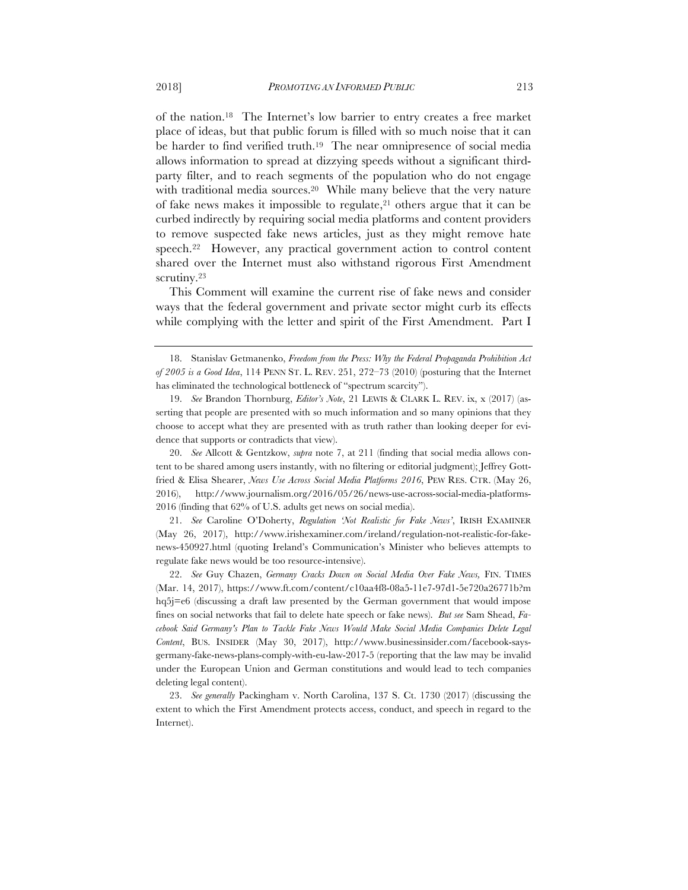of the nation.[18] The Internet's low barrier to entry creates a free market place of ideas, but that public forum is filled with so much noise that it can be harder to find verified truth.[19] The near omnipresence of social media allows information to spread at dizzying speeds without a significant third-party filter, and to reach segments of the population who do not engage with traditional media sources.[20] While many believe that the very nature of fake news makes it impossible to regulate,[21] others argue that it can be curbed indirectly by requiring social media platforms and content providers to remove suspected fake news articles, just as they might remove hate speech.[22] However, any practical government action to control content shared over the Internet must also withstand rigorous First Amendment scrutiny.[23]

This Comment will examine the current rise of fake news and consider ways that the federal government and private sector might curb its effects while complying with the letter and spirit of the First Amendment. Part I

---

18. Stanislav Getmanenko, *Freedom from the Press: Why the Federal Propaganda Prohibition Act of 2005 is a Good Idea*, 114 PENN ST. L. REV. 251, 272–73 (2010) (posturing that the Internet has eliminated the technological bottleneck of "spectrum scarcity").

19. *See* Brandon Thornburg, *Editor's Note*, 21 LEWIS & CLARK L. REV. ix, x (2017) (asserting that people are presented with so much information and so many opinions that they choose to accept what they are presented with as truth rather than looking deeper for evidence that supports or contradicts that view).

20. *See* Allcott & Gentzkow, *supra* note 7, at 211 (finding that social media allows content to be shared among users instantly, with no filtering or editorial judgment); Jeffrey Gottfried & Elisa Shearer, *News Use Across Social Media Platforms 2016*, PEW RES. CTR. (May 26, 2016), http://www.journalism.org/2016/05/26/news-use-across-social-media-platforms-2016 (finding that 62% of U.S. adults get news on social media).

21. *See* Caroline O'Doherty, *Regulation 'Not Realistic for Fake News'*, IRISH EXAMINER (May 26, 2017), http://www.irishexaminer.com/ireland/regulation-not-realistic-for-fake-news-450927.html (quoting Ireland's Communication's Minister who believes attempts to regulate fake news would be too resource-intensive).

22. *See* Guy Chazen, *Germany Cracks Down on Social Media Over Fake News,* FIN. TIMES (Mar. 14, 2017), https://www.ft.com/content/c10aa4f8-08a5-11e7-97d1-5e720a26771b?mhq5j=e6 (discussing a draft law presented by the German government that would impose fines on social networks that fail to delete hate speech or fake news). *But see* Sam Shead, *Facebook Said Germany's Plan to Tackle Fake News Would Make Social Media Companies Delete Legal Content*, BUS. INSIDER (May 30, 2017), http://www.businessinsider.com/facebook-says-germany-fake-news-plans-comply-with-eu-law-2017-5 (reporting that the law may be invalid under the European Union and German constitutions and would lead to tech companies deleting legal content).

23. *See generally* Packingham v. North Carolina, 137 S. Ct. 1730 (2017) (discussing the extent to which the First Amendment protects access, conduct, and speech in regard to the Internet).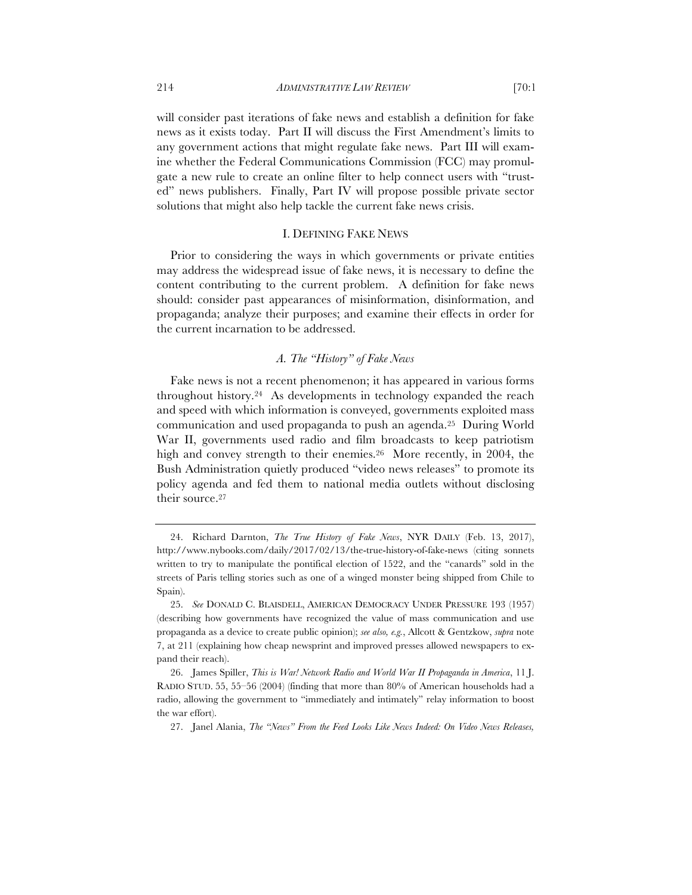will consider past iterations of fake news and establish a definition for fake news as it exists today. Part II will discuss the First Amendment's limits to any government actions that might regulate fake news. Part III will examine whether the Federal Communications Commission (FCC) may promulgate a new rule to create an online filter to help connect users with "trusted" news publishers. Finally, Part IV will propose possible private sector solutions that might also help tackle the current fake news crisis.

## I. DEFINING FAKE NEWS

Prior to considering the ways in which governments or private entities may address the widespread issue of fake news, it is necessary to define the content contributing to the current problem. A definition for fake news should: consider past appearances of misinformation, disinformation, and propaganda; analyze their purposes; and examine their effects in order for the current incarnation to be addressed.

### *A. The "History" of Fake News*

Fake news is not a recent phenomenon; it has appeared in various forms throughout history.[24] As developments in technology expanded the reach and speed with which information is conveyed, governments exploited mass communication and used propaganda to push an agenda.[25] During World War II, governments used radio and film broadcasts to keep patriotism high and convey strength to their enemies.[26] More recently, in 2004, the Bush Administration quietly produced "video news releases" to promote its policy agenda and fed them to national media outlets without disclosing their source.[27]

---

24. Richard Darnton, *The True History of Fake News*, NYR DAILY (Feb. 13, 2017), http://www.nybooks.com/daily/2017/02/13/the-true-history-of-fake-news (citing sonnets written to try to manipulate the pontifical election of 1522, and the "canards" sold in the streets of Paris telling stories such as one of a winged monster being shipped from Chile to Spain).

25. *See* DONALD C. BLAISDELL, AMERICAN DEMOCRACY UNDER PRESSURE 193 (1957) (describing how governments have recognized the value of mass communication and use propaganda as a device to create public opinion); *see also, e.g.*, Allcott & Gentzkow, *supra* note 7, at 211 (explaining how cheap newsprint and improved presses allowed newspapers to expand their reach).

26. James Spiller, *This is War! Network Radio and World War II Propaganda in America*, 11 J. RADIO STUD. 55, 55–56 (2004) (finding that more than 80% of American households had a radio, allowing the government to "immediately and intimately" relay information to boost the war effort).

27. Janel Alania, *The "News" From the Feed Looks Like News Indeed: On Video News Releases,*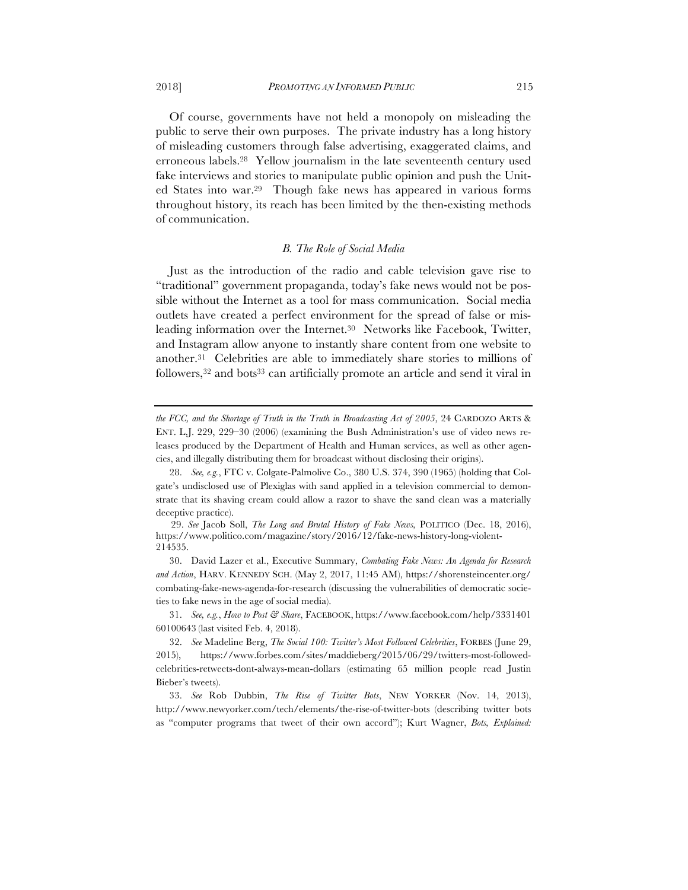Of course, governments have not held a monopoly on misleading the public to serve their own purposes. The private industry has a long history of misleading customers through false advertising, exaggerated claims, and erroneous labels.[28] Yellow journalism in the late seventeenth century used fake interviews and stories to manipulate public opinion and push the United States into war.[29] Though fake news has appeared in various forms throughout history, its reach has been limited by the then-existing methods of communication.

### *B. The Role of Social Media*

Just as the introduction of the radio and cable television gave rise to "traditional" government propaganda, today's fake news would not be possible without the Internet as a tool for mass communication. Social media outlets have created a perfect environment for the spread of false or misleading information over the Internet.[30] Networks like Facebook, Twitter, and Instagram allow anyone to instantly share content from one website to another.[31] Celebrities are able to immediately share stories to millions of followers,[32] and bots[33] can artificially promote an article and send it viral in

---

*the FCC, and the Shortage of Truth in the Truth in Broadcasting Act of 2005*, 24 CARDOZO ARTS & ENT. L.J. 229, 229–30 (2006) (examining the Bush Administration's use of video news releases produced by the Department of Health and Human services, as well as other agencies, and illegally distributing them for broadcast without disclosing their origins).

28. *See, e.g.*, FTC v. Colgate-Palmolive Co., 380 U.S. 374, 390 (1965) (holding that Colgate's undisclosed use of Plexiglas with sand applied in a television commercial to demonstrate that its shaving cream could allow a razor to shave the sand clean was a materially deceptive practice).

29. *See* Jacob Soll, *The Long and Brutal History of Fake News,* POLITICO (Dec. 18, 2016), https://www.politico.com/magazine/story/2016/12/fake-news-history-long-violent-214535.

30. David Lazer et al., Executive Summary, *Combating Fake News: An Agenda for Research and Action*, HARV. KENNEDY SCH. (May 2, 2017, 11:45 AM), https://shorensteincenter.org/combating-fake-news-agenda-for-research (discussing the vulnerabilities of democratic societies to fake news in the age of social media).

31. *See, e.g.*, *How to Post & Share*, FACEBOOK, https://www.facebook.com/help/333140160100643 (last visited Feb. 4, 2018).

32. *See* Madeline Berg, *The Social 100: Twitter's Most Followed Celebrities*, FORBES (June 29, 2015), https://www.forbes.com/sites/maddieberg/2015/06/29/twitters-most-followed-celebrities-retweets-dont-always-mean-dollars (estimating 65 million people read Justin Bieber's tweets).

33. *See* Rob Dubbin, *The Rise of Twitter Bots*, NEW YORKER (Nov. 14, 2013), http://www.newyorker.com/tech/elements/the-rise-of-twitter-bots (describing twitter bots as "computer programs that tweet of their own accord"); Kurt Wagner, *Bots, Explained:*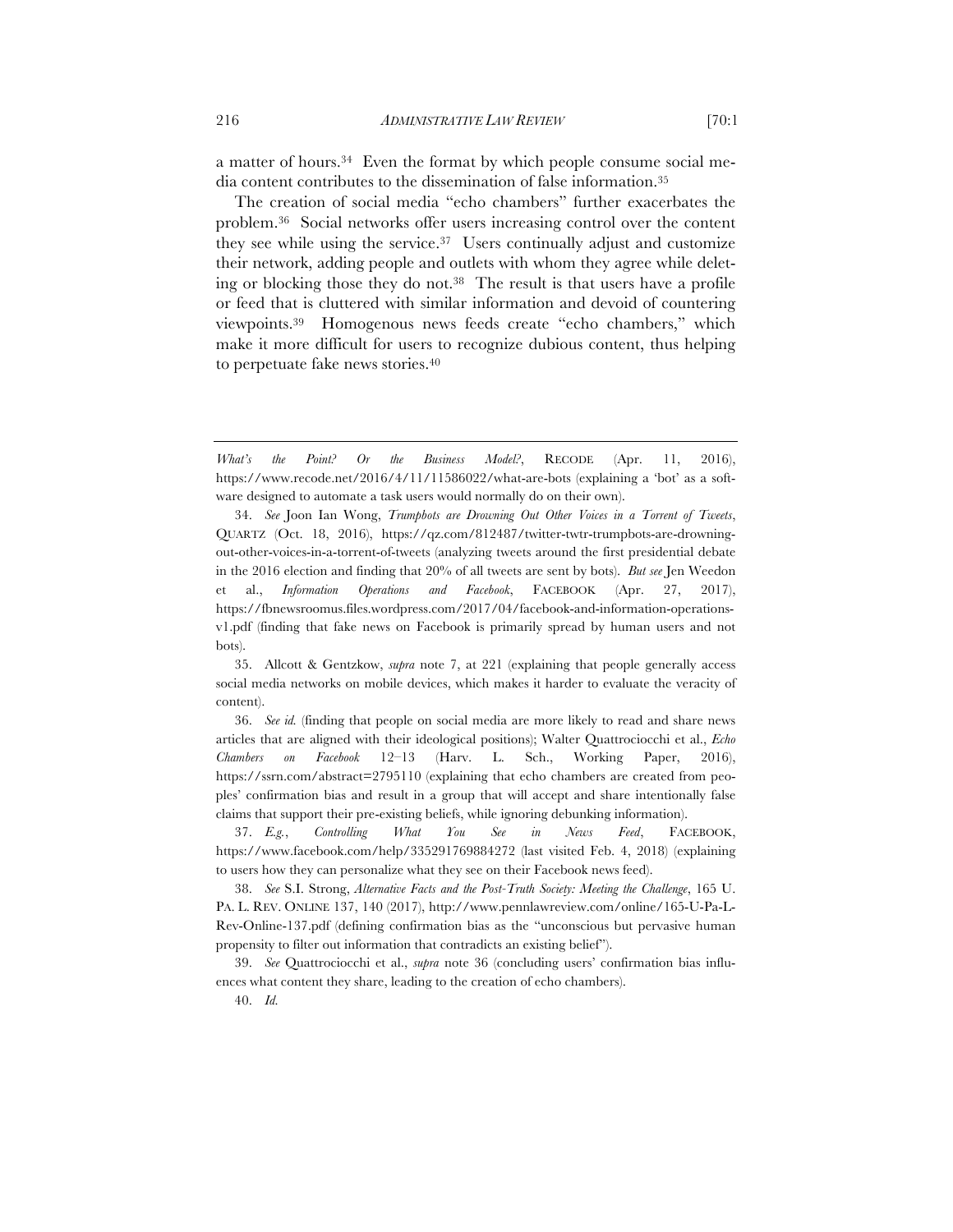a matter of hours.[34] Even the format by which people consume social media content contributes to the dissemination of false information.[35]

The creation of social media "echo chambers" further exacerbates the problem.[36] Social networks offer users increasing control over the content they see while using the service.[37] Users continually adjust and customize their network, adding people and outlets with whom they agree while deleting or blocking those they do not.[38] The result is that users have a profile or feed that is cluttered with similar information and devoid of countering viewpoints.[39] Homogenous news feeds create "echo chambers," which make it more difficult for users to recognize dubious content, thus helping to perpetuate fake news stories.[40]

---

*What's the Point? Or the Business Model?*, RECODE (Apr. 11, 2016), https://www.recode.net/2016/4/11/11586022/what-are-bots (explaining a 'bot' as a software designed to automate a task users would normally do on their own).

34. *See* Joon Ian Wong, *Trumpbots are Drowning Out Other Voices in a Torrent of Tweets*, QUARTZ (Oct. 18, 2016), https://qz.com/812487/twitter-twtr-trumpbots-are-drowning-out-other-voices-in-a-torrent-of-tweets (analyzing tweets around the first presidential debate in the 2016 election and finding that 20% of all tweets are sent by bots). *But see* Jen Weedon et al., *Information Operations and Facebook*, FACEBOOK (Apr. 27, 2017), https://fbnewsroomus.files.wordpress.com/2017/04/facebook-and-information-operations-v1.pdf (finding that fake news on Facebook is primarily spread by human users and not bots).

35. Allcott & Gentzkow, *supra* note 7, at 221 (explaining that people generally access social media networks on mobile devices, which makes it harder to evaluate the veracity of content).

36. *See id.* (finding that people on social media are more likely to read and share news articles that are aligned with their ideological positions); Walter Quattrociocchi et al., *Echo Chambers on Facebook* 12–13 (Harv. L. Sch., Working Paper, 2016), https://ssrn.com/abstract=2795110 (explaining that echo chambers are created from peoples' confirmation bias and result in a group that will accept and share intentionally false claims that support their pre-existing beliefs, while ignoring debunking information).

37. *E.g.*, *Controlling What You See in News Feed*, FACEBOOK, https://www.facebook.com/help/335291769884272 (last visited Feb. 4, 2018) (explaining to users how they can personalize what they see on their Facebook news feed).

38. *See* S.I. Strong, *Alternative Facts and the Post-Truth Society: Meeting the Challenge*, 165 U. PA. L. REV. ONLINE 137, 140 (2017), http://www.pennlawreview.com/online/165-U-Pa-L-Rev-Online-137.pdf (defining confirmation bias as the "unconscious but pervasive human propensity to filter out information that contradicts an existing belief").

39. *See* Quattrociocchi et al., *supra* note 36 (concluding users' confirmation bias influences what content they share, leading to the creation of echo chambers).

40. *Id.*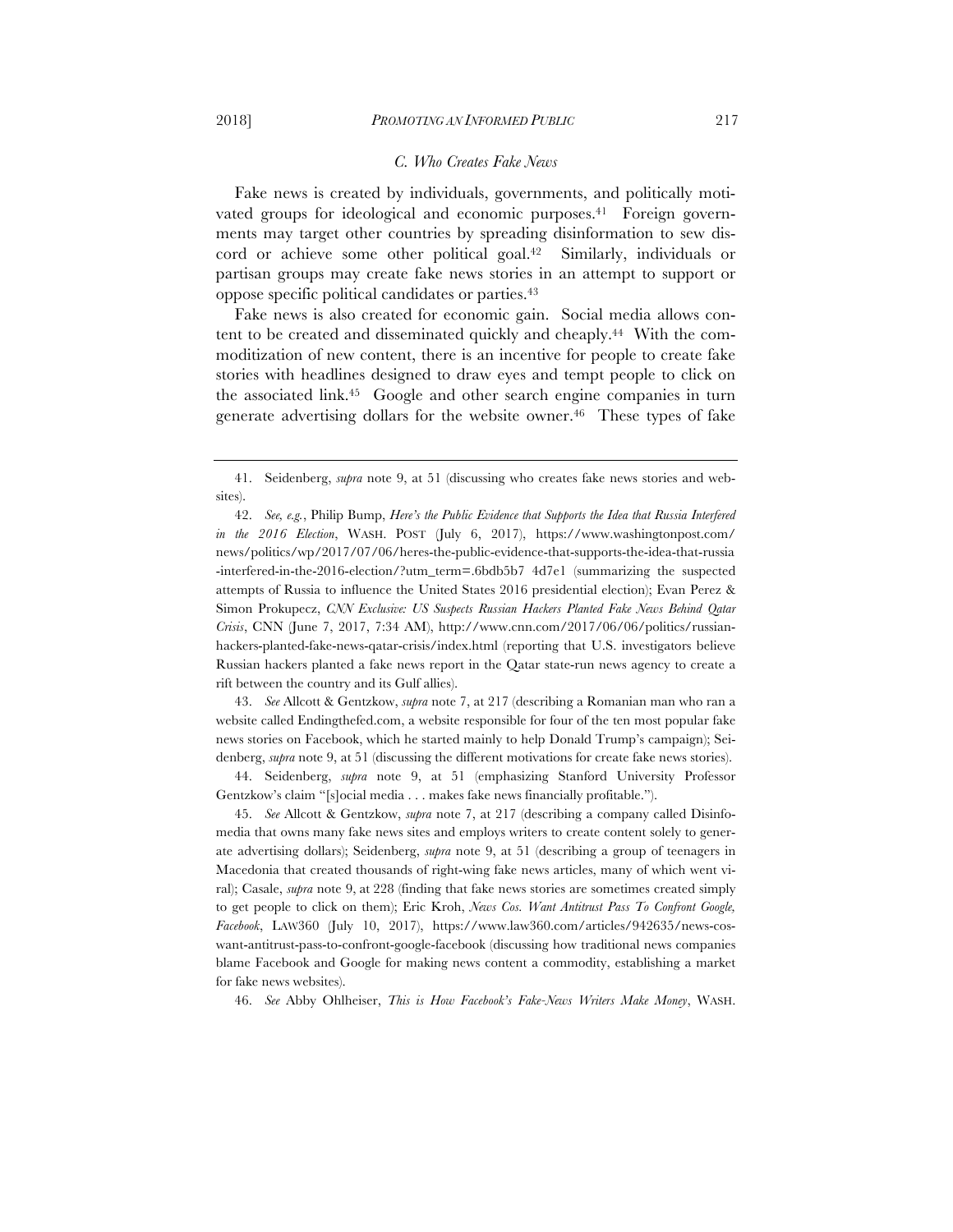### *C. Who Creates Fake News*

Fake news is created by individuals, governments, and politically motivated groups for ideological and economic purposes.[41] Foreign governments may target other countries by spreading disinformation to sew discord or achieve some other political goal.[42] Similarly, individuals or partisan groups may create fake news stories in an attempt to support or oppose specific political candidates or parties.[43]

Fake news is also created for economic gain. Social media allows content to be created and disseminated quickly and cheaply.[44] With the commoditization of new content, there is an incentive for people to create fake stories with headlines designed to draw eyes and tempt people to click on the associated link.[45] Google and other search engine companies in turn generate advertising dollars for the website owner.[46] These types of fake

---

41. Seidenberg, *supra* note 9, at 51 (discussing who creates fake news stories and websites).

42. *See, e.g.*, Philip Bump, *Here's the Public Evidence that Supports the Idea that Russia Interfered in the 2016 Election*, WASH. POST (July 6, 2017), https://www.washingtonpost.com/news/politics/wp/2017/07/06/heres-the-public-evidence-that-supports-the-idea-that-russia-interfered-in-the-2016-election/?utm_term=.6bdb5b7 4d7e1 (summarizing the suspected attempts of Russia to influence the United States 2016 presidential election); Evan Perez & Simon Prokupecz, *CNN Exclusive: US Suspects Russian Hackers Planted Fake News Behind Qatar Crisis*, CNN (June 7, 2017, 7:34 AM), http://www.cnn.com/2017/06/06/politics/russian-hackers-planted-fake-news-qatar-crisis/index.html (reporting that U.S. investigators believe Russian hackers planted a fake news report in the Qatar state-run news agency to create a rift between the country and its Gulf allies).

43. *See* Allcott & Gentzkow, *supra* note 7, at 217 (describing a Romanian man who ran a website called Endingthefed.com, a website responsible for four of the ten most popular fake news stories on Facebook, which he started mainly to help Donald Trump's campaign); Seidenberg, *supra* note 9, at 51 (discussing the different motivations for create fake news stories).

44. Seidenberg, *supra* note 9, at 51 (emphasizing Stanford University Professor Gentzkow's claim "[s]ocial media . . . makes fake news financially profitable.").

45. *See* Allcott & Gentzkow, *supra* note 7, at 217 (describing a company called Disinfomedia that owns many fake news sites and employs writers to create content solely to generate advertising dollars); Seidenberg, *supra* note 9, at 51 (describing a group of teenagers in Macedonia that created thousands of right-wing fake news articles, many of which went viral); Casale, *supra* note 9, at 228 (finding that fake news stories are sometimes created simply to get people to click on them); Eric Kroh, *News Cos. Want Antitrust Pass To Confront Google, Facebook*, LAW360 (July 10, 2017), https://www.law360.com/articles/942635/news-cos-want-antitrust-pass-to-confront-google-facebook (discussing how traditional news companies blame Facebook and Google for making news content a commodity, establishing a market for fake news websites).

46. *See* Abby Ohlheiser, *This is How Facebook's Fake-News Writers Make Money*, WASH.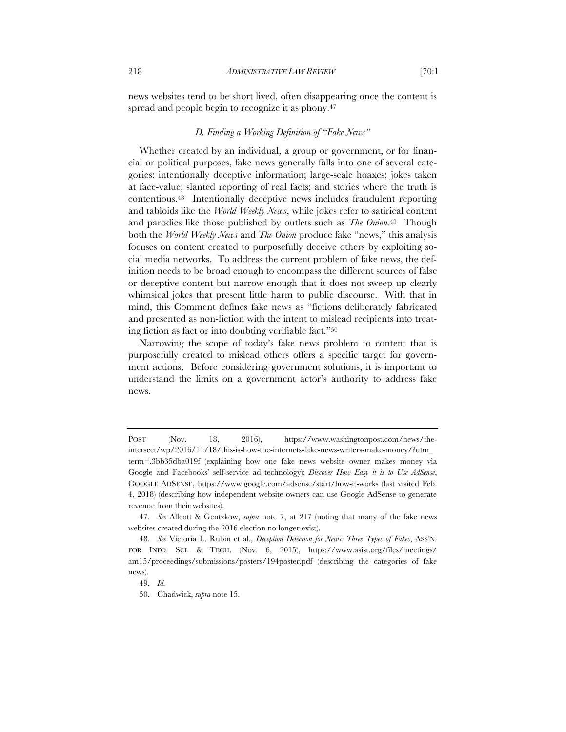news websites tend to be short lived, often disappearing once the content is spread and people begin to recognize it as phony.[47]

### *D. Finding a Working Definition of "Fake News"*

Whether created by an individual, a group or government, or for financial or political purposes, fake news generally falls into one of several categories: intentionally deceptive information; large-scale hoaxes; jokes taken at face-value; slanted reporting of real facts; and stories where the truth is contentious.[48] Intentionally deceptive news includes fraudulent reporting and tabloids like the *World Weekly News*, while jokes refer to satirical content and parodies like those published by outlets such as *The Onion*.[49] Though both the *World Weekly News* and *The Onion* produce fake "news," this analysis focuses on content created to purposefully deceive others by exploiting social media networks. To address the current problem of fake news, the definition needs to be broad enough to encompass the different sources of false or deceptive content but narrow enough that it does not sweep up clearly whimsical jokes that present little harm to public discourse. With that in mind, this Comment defines fake news as "fictions deliberately fabricated and presented as non-fiction with the intent to mislead recipients into treating fiction as fact or into doubting verifiable fact."[50]

Narrowing the scope of today's fake news problem to content that is purposefully created to mislead others offers a specific target for government actions. Before considering government solutions, it is important to understand the limits on a government actor's authority to address fake news.

---

POST (Nov. 18, 2016), https://www.washingtonpost.com/news/the-intersect/wp/2016/11/18/this-is-how-the-internets-fake-news-writers-make-money/?utm_term=.3bb35dba019f (explaining how one fake news website owner makes money via Google and Facebooks' self-service ad technology); *Discover How Easy it is to Use AdSense*, GOOGLE ADSENSE, https://www.google.com/adsense/start/how-it-works (last visited Feb. 4, 2018) (describing how independent website owners can use Google AdSense to generate revenue from their websites).

47. *See* Allcott & Gentzkow, *supra* note 7, at 217 (noting that many of the fake news websites created during the 2016 election no longer exist).

48. *See* Victoria L. Rubin et al., *Deception Detection for News: Three Types of Fakes*, ASS'N. FOR INFO. SCI. & TECH. (Nov. 6, 2015), https://www.asist.org/files/meetings/am15/proceedings/submissions/posters/194poster.pdf (describing the categories of fake news).

49. *Id.*

50. Chadwick, *supra* note 15.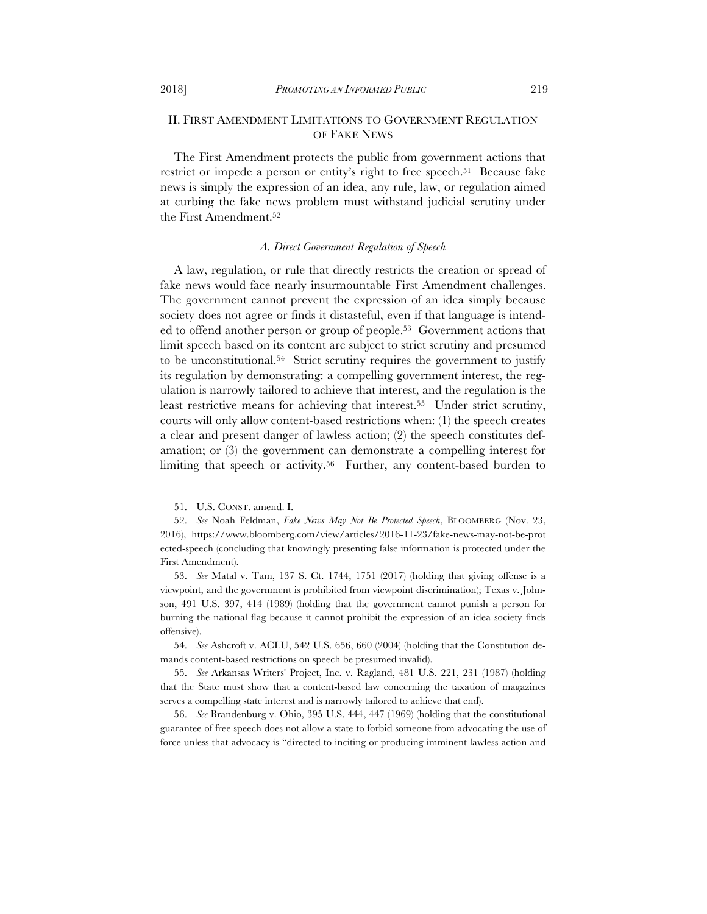## II. FIRST AMENDMENT LIMITATIONS TO GOVERNMENT REGULATION OF FAKE NEWS

The First Amendment protects the public from government actions that restrict or impede a person or entity's right to free speech.[51] Because fake news is simply the expression of an idea, any rule, law, or regulation aimed at curbing the fake news problem must withstand judicial scrutiny under the First Amendment.[52]

### *A. Direct Government Regulation of Speech*

A law, regulation, or rule that directly restricts the creation or spread of fake news would face nearly insurmountable First Amendment challenges. The government cannot prevent the expression of an idea simply because society does not agree or finds it distasteful, even if that language is intended to offend another person or group of people.[53] Government actions that limit speech based on its content are subject to strict scrutiny and presumed to be unconstitutional.[54] Strict scrutiny requires the government to justify its regulation by demonstrating: a compelling government interest, the regulation is narrowly tailored to achieve that interest, and the regulation is the least restrictive means for achieving that interest.[55] Under strict scrutiny, courts will only allow content-based restrictions when: (1) the speech creates a clear and present danger of lawless action; (2) the speech constitutes defamation; or (3) the government can demonstrate a compelling interest for limiting that speech or activity.[56] Further, any content-based burden to

---

51. U.S. CONST. amend. I.

52. *See* Noah Feldman, *Fake News May Not Be Protected Speech*, BLOOMBERG (Nov. 23, 2016), https://www.bloomberg.com/view/articles/2016-11-23/fake-news-may-not-be-protected-speech (concluding that knowingly presenting false information is protected under the First Amendment).

53. *See* Matal v. Tam, 137 S. Ct. 1744, 1751 (2017) (holding that giving offense is a viewpoint, and the government is prohibited from viewpoint discrimination); Texas v. Johnson, 491 U.S. 397, 414 (1989) (holding that the government cannot punish a person for burning the national flag because it cannot prohibit the expression of an idea society finds offensive).

54. *See* Ashcroft v. ACLU, 542 U.S. 656, 660 (2004) (holding that the Constitution demands content-based restrictions on speech be presumed invalid).

55. *See* Arkansas Writers' Project, Inc. v. Ragland, 481 U.S. 221, 231 (1987) (holding that the State must show that a content-based law concerning the taxation of magazines serves a compelling state interest and is narrowly tailored to achieve that end).

56. *See* Brandenburg v. Ohio, 395 U.S. 444, 447 (1969) (holding that the constitutional guarantee of free speech does not allow a state to forbid someone from advocating the use of force unless that advocacy is "directed to inciting or producing imminent lawless action and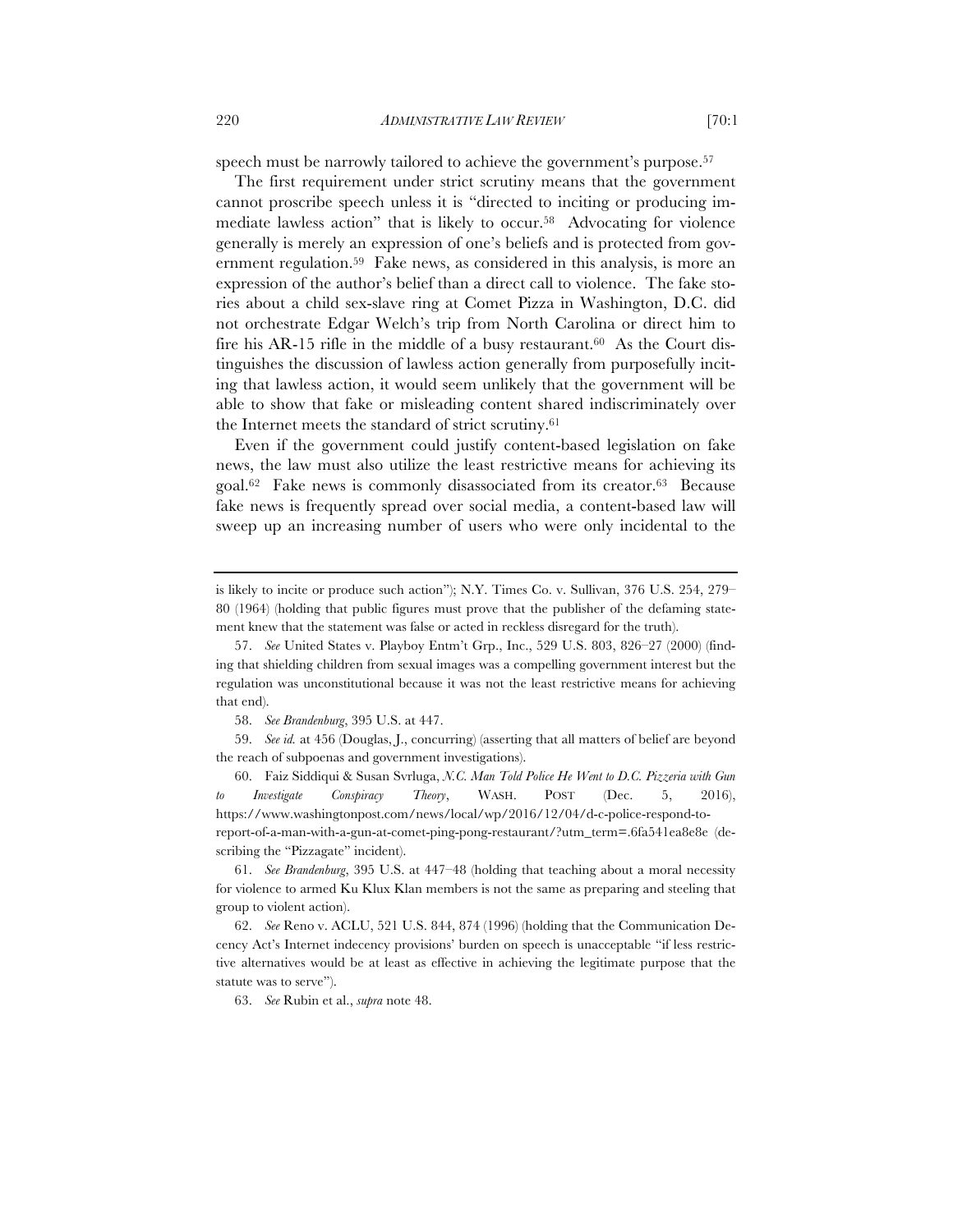speech must be narrowly tailored to achieve the government's purpose.[57]

The first requirement under strict scrutiny means that the government cannot proscribe speech unless it is "directed to inciting or producing immediate lawless action" that is likely to occur.[58] Advocating for violence generally is merely an expression of one's beliefs and is protected from government regulation.[59] Fake news, as considered in this analysis, is more an expression of the author's belief than a direct call to violence. The fake stories about a child sex-slave ring at Comet Pizza in Washington, D.C. did not orchestrate Edgar Welch's trip from North Carolina or direct him to fire his AR-15 rifle in the middle of a busy restaurant.[60] As the Court distinguishes the discussion of lawless action generally from purposefully inciting that lawless action, it would seem unlikely that the government will be able to show that fake or misleading content shared indiscriminately over the Internet meets the standard of strict scrutiny.[61]

Even if the government could justify content-based legislation on fake news, the law must also utilize the least restrictive means for achieving its goal.[62] Fake news is commonly disassociated from its creator.[63] Because fake news is frequently spread over social media, a content-based law will sweep up an increasing number of users who were only incidental to the

---

is likely to incite or produce such action"); N.Y. Times Co. v. Sullivan, 376 U.S. 254, 279–80 (1964) (holding that public figures must prove that the publisher of the defaming statement knew that the statement was false or acted in reckless disregard for the truth).

57. *See* United States v. Playboy Entm't Grp., Inc., 529 U.S. 803, 826–27 (2000) (finding that shielding children from sexual images was a compelling government interest but the regulation was unconstitutional because it was not the least restrictive means for achieving that end).

58. *See Brandenburg*, 395 U.S. at 447.

59. *See id.* at 456 (Douglas, J., concurring) (asserting that all matters of belief are beyond the reach of subpoenas and government investigations).

60. Faiz Siddiqui & Susan Svrluga, *N.C. Man Told Police He Went to D.C. Pizzeria with Gun to Investigate Conspiracy Theory*, WASH. POST (Dec. 5, 2016), https://www.washingtonpost.com/news/local/wp/2016/12/04/d-c-police-respond-to-report-of-a-man-with-a-gun-at-comet-ping-pong-restaurant/?utm_term=.6fa541ea8e8e (describing the "Pizzagate" incident).

61. *See Brandenburg*, 395 U.S. at 447–48 (holding that teaching about a moral necessity for violence to armed Ku Klux Klan members is not the same as preparing and steeling that group to violent action).

62. *See* Reno v. ACLU, 521 U.S. 844, 874 (1996) (holding that the Communication Decency Act's Internet indecency provisions' burden on speech is unacceptable "if less restrictive alternatives would be at least as effective in achieving the legitimate purpose that the statute was to serve").

63. *See* Rubin et al., *supra* note 48.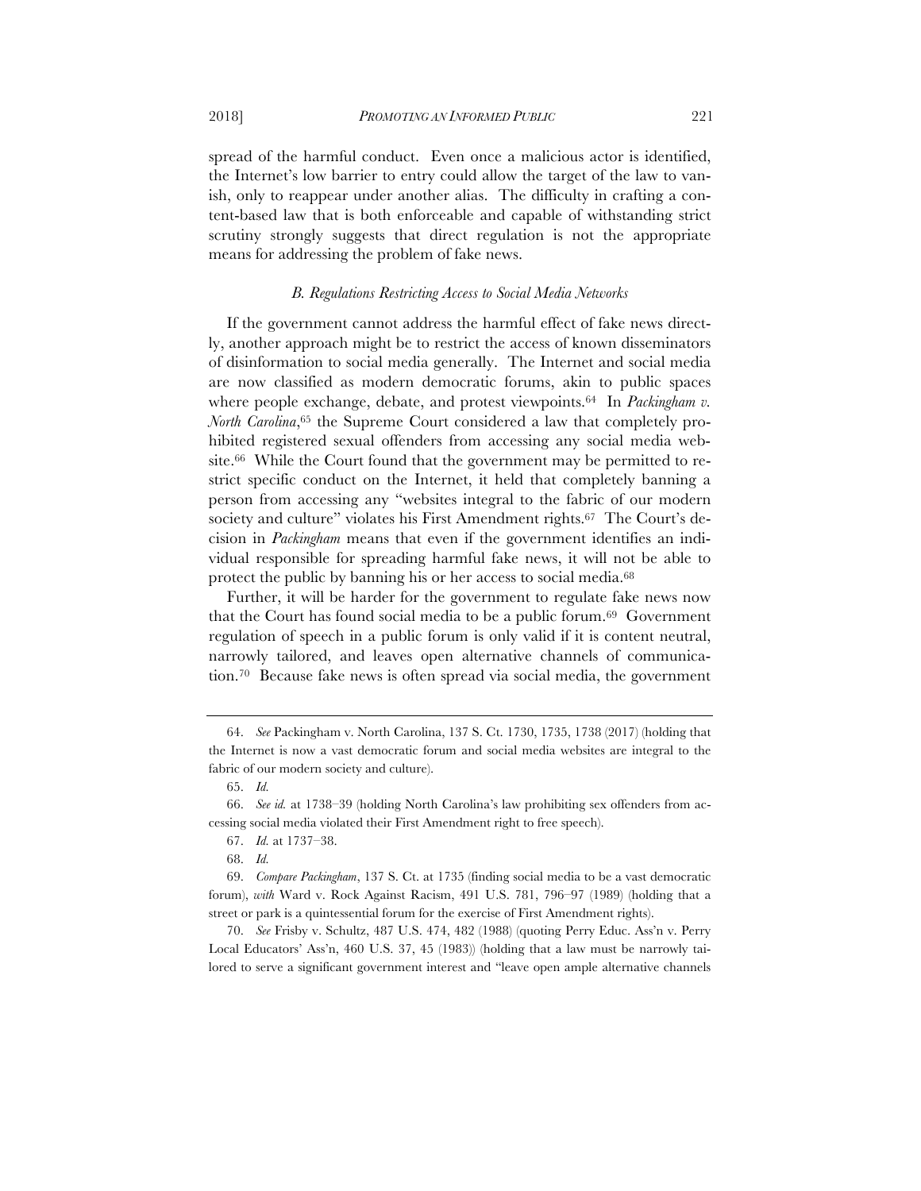spread of the harmful conduct. Even once a malicious actor is identified, the Internet's low barrier to entry could allow the target of the law to vanish, only to reappear under another alias. The difficulty in crafting a content-based law that is both enforceable and capable of withstanding strict scrutiny strongly suggests that direct regulation is not the appropriate means for addressing the problem of fake news.

### *B. Regulations Restricting Access to Social Media Networks*

If the government cannot address the harmful effect of fake news directly, another approach might be to restrict the access of known disseminators of disinformation to social media generally. The Internet and social media are now classified as modern democratic forums, akin to public spaces where people exchange, debate, and protest viewpoints.[64] In *Packingham v. North Carolina*,[65] the Supreme Court considered a law that completely prohibited registered sexual offenders from accessing any social media website.[66] While the Court found that the government may be permitted to restrict specific conduct on the Internet, it held that completely banning a person from accessing any "websites integral to the fabric of our modern society and culture" violates his First Amendment rights.[67] The Court's decision in *Packingham* means that even if the government identifies an individual responsible for spreading harmful fake news, it will not be able to protect the public by banning his or her access to social media.[68]

Further, it will be harder for the government to regulate fake news now that the Court has found social media to be a public forum.[69] Government regulation of speech in a public forum is only valid if it is content neutral, narrowly tailored, and leaves open alternative channels of communication.[70] Because fake news is often spread via social media, the government

---

64. *See* Packingham v. North Carolina, 137 S. Ct. 1730, 1735, 1738 (2017) (holding that the Internet is now a vast democratic forum and social media websites are integral to the fabric of our modern society and culture).

65. *Id.*

66. *See id.* at 1738–39 (holding North Carolina's law prohibiting sex offenders from accessing social media violated their First Amendment right to free speech).

67. *Id.* at 1737–38.

68. *Id.*

69. *Compare Packingham*, 137 S. Ct. at 1735 (finding social media to be a vast democratic forum), *with* Ward v. Rock Against Racism, 491 U.S. 781, 796–97 (1989) (holding that a street or park is a quintessential forum for the exercise of First Amendment rights).

70. *See* Frisby v. Schultz, 487 U.S. 474, 482 (1988) (quoting Perry Educ. Ass'n v. Perry Local Educators' Ass'n, 460 U.S. 37, 45 (1983)) (holding that a law must be narrowly tailored to serve a significant government interest and "leave open ample alternative channels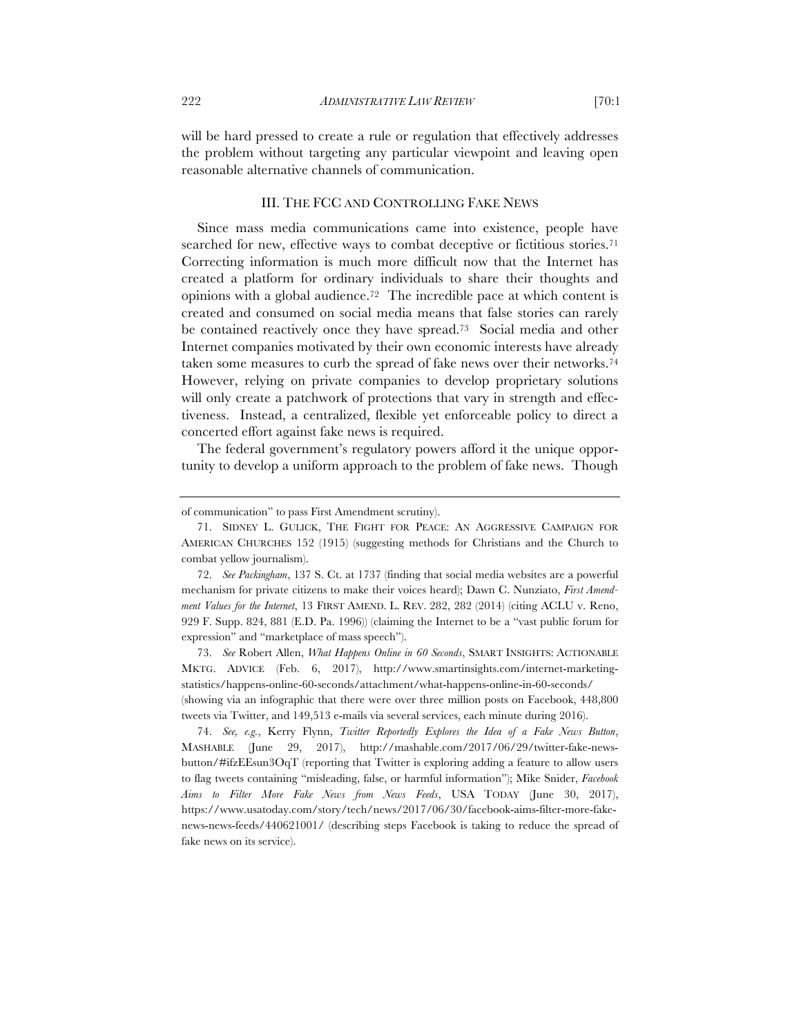will be hard pressed to create a rule or regulation that effectively addresses the problem without targeting any particular viewpoint and leaving open reasonable alternative channels of communication.

## III. THE FCC AND CONTROLLING FAKE NEWS

Since mass media communications came into existence, people have searched for new, effective ways to combat deceptive or fictitious stories.[71] Correcting information is much more difficult now that the Internet has created a platform for ordinary individuals to share their thoughts and opinions with a global audience.[72] The incredible pace at which content is created and consumed on social media means that false stories can rarely be contained reactively once they have spread.[73] Social media and other Internet companies motivated by their own economic interests have already taken some measures to curb the spread of fake news over their networks.[74] However, relying on private companies to develop proprietary solutions will only create a patchwork of protections that vary in strength and effectiveness. Instead, a centralized, flexible yet enforceable policy to direct a concerted effort against fake news is required.

The federal government's regulatory powers afford it the unique opportunity to develop a uniform approach to the problem of fake news. Though

---

of communication" to pass First Amendment scrutiny).

71. SIDNEY L. GULICK, THE FIGHT FOR PEACE: AN AGGRESSIVE CAMPAIGN FOR AMERICAN CHURCHES 152 (1915) (suggesting methods for Christians and the Church to combat yellow journalism).

72. *See Packingham*, 137 S. Ct. at 1737 (finding that social media websites are a powerful mechanism for private citizens to make their voices heard); Dawn C. Nunziato, *First Amendment Values for the Internet*, 13 FIRST AMEND. L. REV. 282, 282 (2014) (citing ACLU v. Reno, 929 F. Supp. 824, 881 (E.D. Pa. 1996)) (claiming the Internet to be a "vast public forum for expression" and "marketplace of mass speech").

73. *See* Robert Allen, *What Happens Online in 60 Seconds*, SMART INSIGHTS: ACTIONABLE MKTG. ADVICE (Feb. 6, 2017), http://www.smartinsights.com/internet-marketing-statistics/happens-online-60-seconds/attachment/what-happens-online-in-60-seconds/ (showing via an infographic that there were over three million posts on Facebook, 448,800 tweets via Twitter, and 149,513 e-mails via several services, each minute during 2016).

74. *See, e.g.*, Kerry Flynn, *Twitter Reportedly Explores the Idea of a Fake News Button*, MASHABLE (June 29, 2017), http://mashable.com/2017/06/29/twitter-fake-news-button/#ifzEEsun3OqT (reporting that Twitter is exploring adding a feature to allow users to flag tweets containing "misleading, false, or harmful information"); Mike Snider, *Facebook Aims to Filter More Fake News from News Feeds*, USA TODAY (June 30, 2017), https://www.usatoday.com/story/tech/news/2017/06/30/facebook-aims-filter-more-fake-news-news-feeds/440621001/ (describing steps Facebook is taking to reduce the spread of fake news on its service).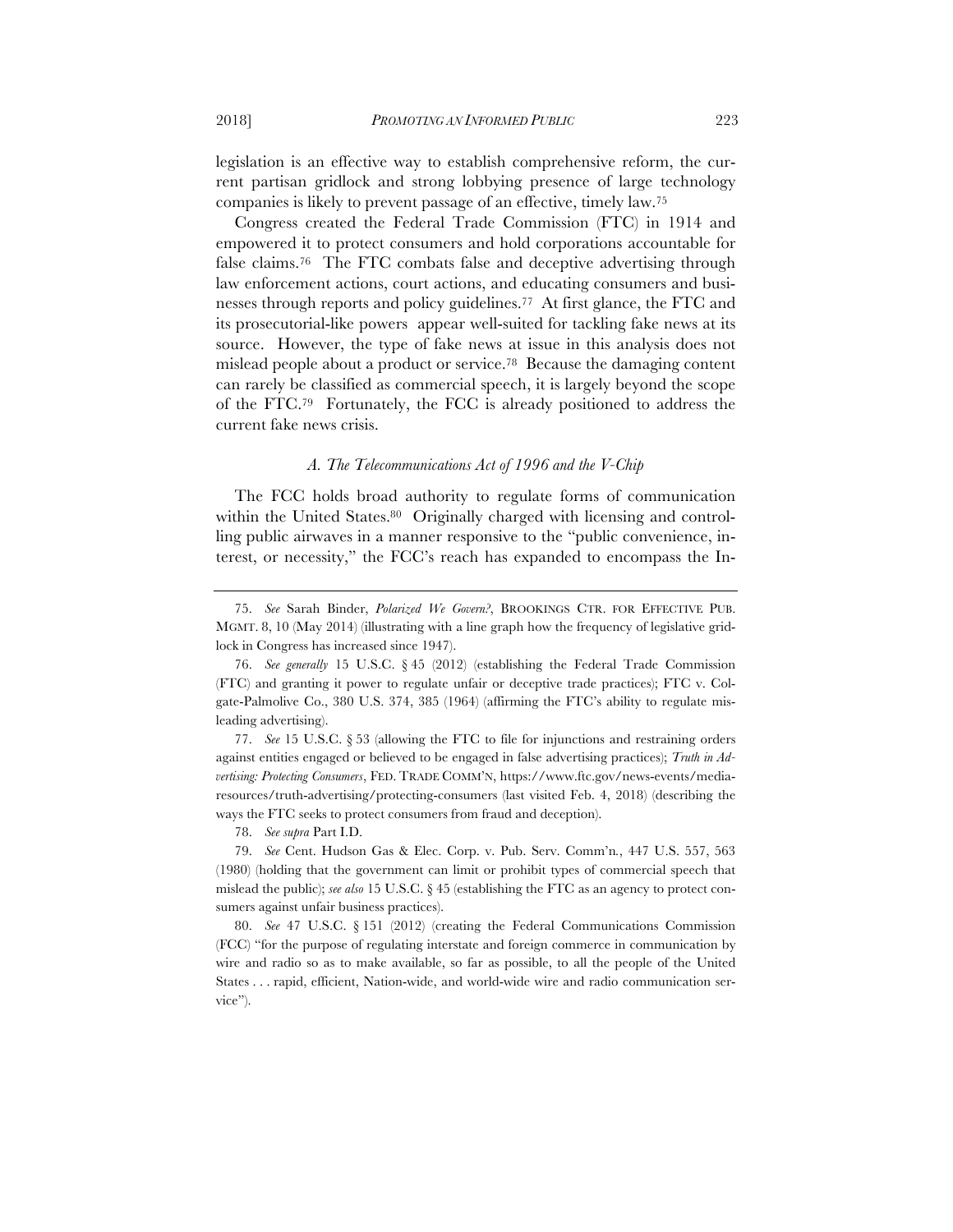legislation is an effective way to establish comprehensive reform, the current partisan gridlock and strong lobbying presence of large technology companies is likely to prevent passage of an effective, timely law.[75]

Congress created the Federal Trade Commission (FTC) in 1914 and empowered it to protect consumers and hold corporations accountable for false claims.[76] The FTC combats false and deceptive advertising through law enforcement actions, court actions, and educating consumers and businesses through reports and policy guidelines.[77] At first glance, the FTC and its prosecutorial-like powers appear well-suited for tackling fake news at its source. However, the type of fake news at issue in this analysis does not mislead people about a product or service.[78] Because the damaging content can rarely be classified as commercial speech, it is largely beyond the scope of the FTC.[79] Fortunately, the FCC is already positioned to address the current fake news crisis.

### *A. The Telecommunications Act of 1996 and the V-Chip*

The FCC holds broad authority to regulate forms of communication within the United States.[80] Originally charged with licensing and controlling public airwaves in a manner responsive to the "public convenience, interest, or necessity," the FCC's reach has expanded to encompass the In-

---

75. *See* Sarah Binder, *Polarized We Govern?*, BROOKINGS CTR. FOR EFFECTIVE PUB. MGMT. 8, 10 (May 2014) (illustrating with a line graph how the frequency of legislative gridlock in Congress has increased since 1947).

76. *See generally* 15 U.S.C. § 45 (2012) (establishing the Federal Trade Commission (FTC) and granting it power to regulate unfair or deceptive trade practices); FTC v. Colgate-Palmolive Co., 380 U.S. 374, 385 (1964) (affirming the FTC's ability to regulate misleading advertising).

77. *See* 15 U.S.C. § 53 (allowing the FTC to file for injunctions and restraining orders against entities engaged or believed to be engaged in false advertising practices); *Truth in Advertising: Protecting Consumers*, FED. TRADE COMM'N, https://www.ftc.gov/news-events/media-resources/truth-advertising/protecting-consumers (last visited Feb. 4, 2018) (describing the ways the FTC seeks to protect consumers from fraud and deception).

78. *See supra* Part I.D.

79. *See* Cent. Hudson Gas & Elec. Corp. v. Pub. Serv. Comm'n., 447 U.S. 557, 563 (1980) (holding that the government can limit or prohibit types of commercial speech that mislead the public); *see also* 15 U.S.C. § 45 (establishing the FTC as an agency to protect consumers against unfair business practices).

80. *See* 47 U.S.C. § 151 (2012) (creating the Federal Communications Commission (FCC) "for the purpose of regulating interstate and foreign commerce in communication by wire and radio so as to make available, so far as possible, to all the people of the United States . . . rapid, efficient, Nation-wide, and world-wide wire and radio communication service").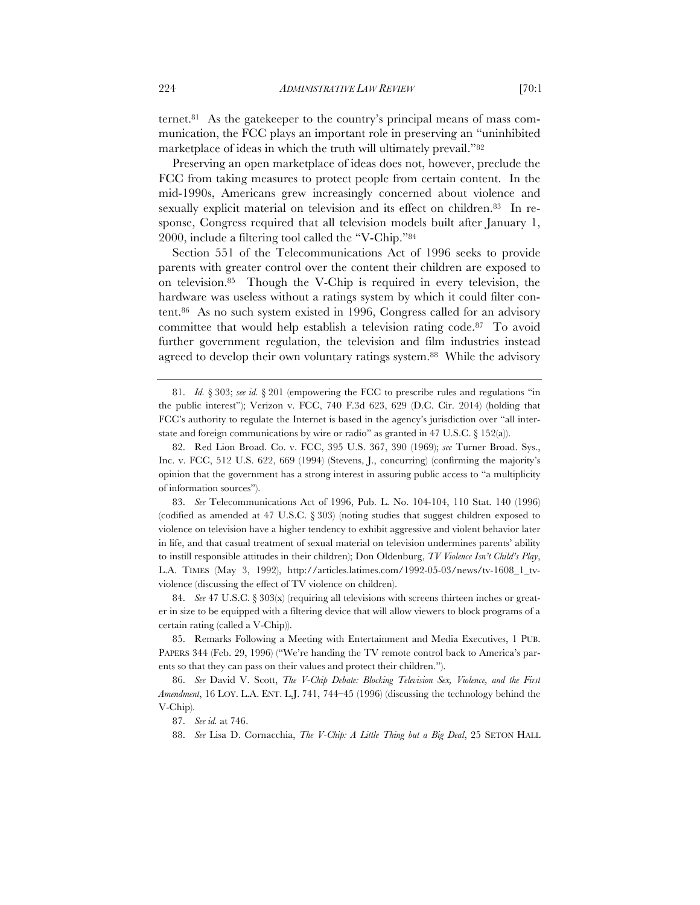ternet.[81] As the gatekeeper to the country's principal means of mass communication, the FCC plays an important role in preserving an "uninhibited marketplace of ideas in which the truth will ultimately prevail."[82]

Preserving an open marketplace of ideas does not, however, preclude the FCC from taking measures to protect people from certain content. In the mid-1990s, Americans grew increasingly concerned about violence and sexually explicit material on television and its effect on children.[83] In response, Congress required that all television models built after January 1, 2000, include a filtering tool called the "V-Chip."[84]

Section 551 of the Telecommunications Act of 1996 seeks to provide parents with greater control over the content their children are exposed to on television.[85] Though the V-Chip is required in every television, the hardware was useless without a ratings system by which it could filter content.[86] As no such system existed in 1996, Congress called for an advisory committee that would help establish a television rating code.[87] To avoid further government regulation, the television and film industries instead agreed to develop their own voluntary ratings system.[88] While the advisory

---

81. *Id.* § 303; *see id.* § 201 (empowering the FCC to prescribe rules and regulations "in the public interest"); Verizon v. FCC, 740 F.3d 623, 629 (D.C. Cir. 2014) (holding that FCC's authority to regulate the Internet is based in the agency's jurisdiction over "all interstate and foreign communications by wire or radio" as granted in 47 U.S.C. § 152(a)).

82. Red Lion Broad. Co. v. FCC, 395 U.S. 367, 390 (1969); *see* Turner Broad. Sys., Inc. v. FCC, 512 U.S. 622, 669 (1994) (Stevens, J., concurring) (confirming the majority's opinion that the government has a strong interest in assuring public access to "a multiplicity of information sources").

83. *See* Telecommunications Act of 1996, Pub. L. No. 104-104, 110 Stat. 140 (1996) (codified as amended at 47 U.S.C. § 303) (noting studies that suggest children exposed to violence on television have a higher tendency to exhibit aggressive and violent behavior later in life, and that casual treatment of sexual material on television undermines parents' ability to instill responsible attitudes in their children); Don Oldenburg, *TV Violence Isn't Child's Play*, L.A. TIMES (May 3, 1992), http://articles.latimes.com/1992-05-03/news/tv-1608_1_tv-violence (discussing the effect of TV violence on children).

84. *See* 47 U.S.C. § 303(x) (requiring all televisions with screens thirteen inches or greater in size to be equipped with a filtering device that will allow viewers to block programs of a certain rating (called a V-Chip)).

85. Remarks Following a Meeting with Entertainment and Media Executives, 1 PUB. PAPERS 344 (Feb. 29, 1996) ("We're handing the TV remote control back to America's parents so that they can pass on their values and protect their children.").

86. *See* David V. Scott, *The V-Chip Debate: Blocking Television Sex, Violence, and the First Amendment*, 16 LOY. L.A. ENT. L.J. 741, 744–45 (1996) (discussing the technology behind the V-Chip).

87. *See id.* at 746.

88. *See* Lisa D. Cornacchia, *The V-Chip: A Little Thing but a Big Deal*, 25 SETON HALL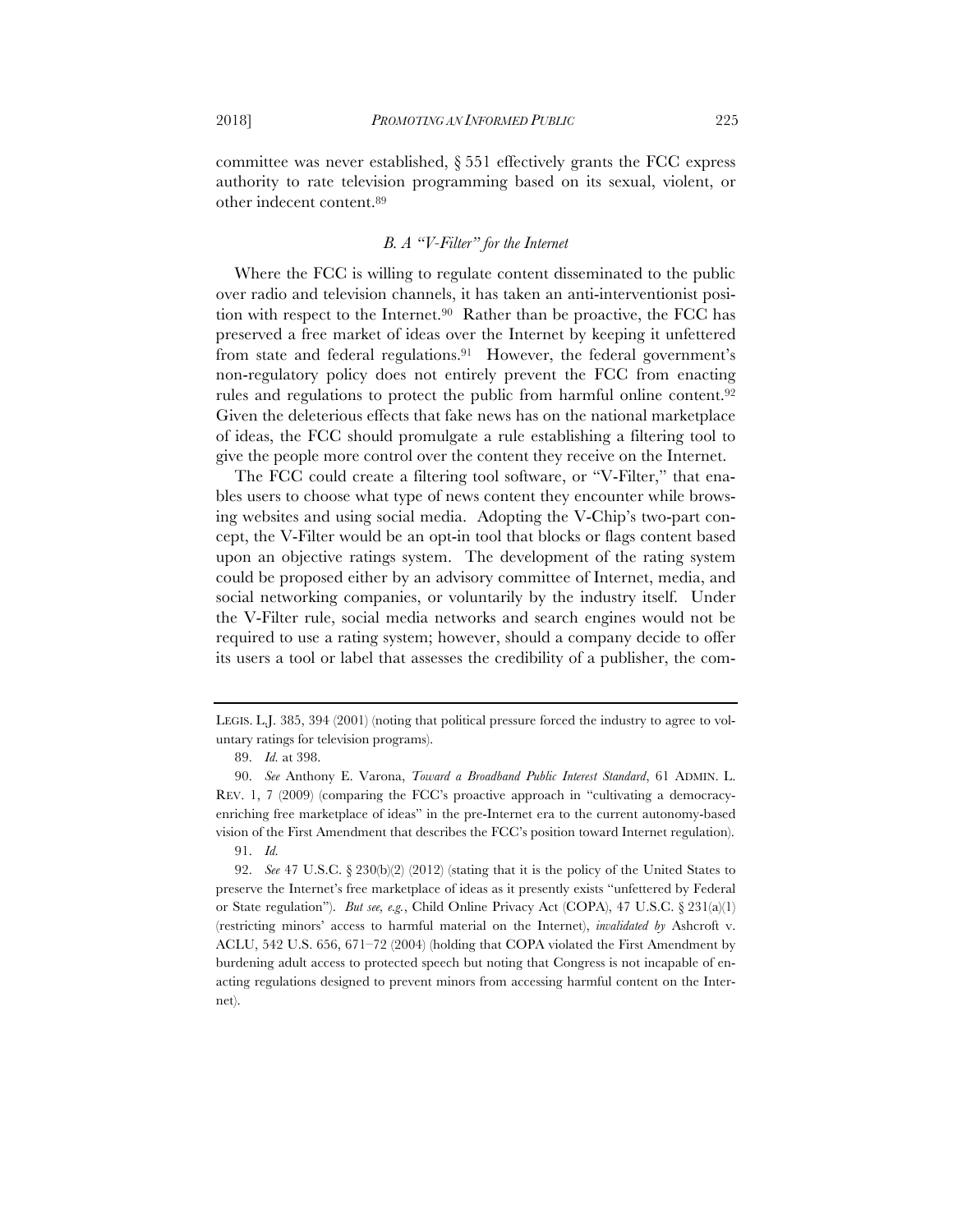committee was never established, § 551 effectively grants the FCC express authority to rate television programming based on its sexual, violent, or other indecent content.[89]

### *B. A "V-Filter" for the Internet*

Where the FCC is willing to regulate content disseminated to the public over radio and television channels, it has taken an anti-interventionist position with respect to the Internet.[90] Rather than be proactive, the FCC has preserved a free market of ideas over the Internet by keeping it unfettered from state and federal regulations.[91] However, the federal government's non-regulatory policy does not entirely prevent the FCC from enacting rules and regulations to protect the public from harmful online content.[92] Given the deleterious effects that fake news has on the national marketplace of ideas, the FCC should promulgate a rule establishing a filtering tool to give the people more control over the content they receive on the Internet.

The FCC could create a filtering tool software, or "V-Filter," that enables users to choose what type of news content they encounter while browsing websites and using social media. Adopting the V-Chip's two-part concept, the V-Filter would be an opt-in tool that blocks or flags content based upon an objective ratings system. The development of the rating system could be proposed either by an advisory committee of Internet, media, and social networking companies, or voluntarily by the industry itself. Under the V-Filter rule, social media networks and search engines would not be required to use a rating system; however, should a company decide to offer its users a tool or label that assesses the credibility of a publisher, the com-

---

LEGIS. L.J. 385, 394 (2001) (noting that political pressure forced the industry to agree to voluntary ratings for television programs).

89. *Id.* at 398.

90. *See* Anthony E. Varona, *Toward a Broadband Public Interest Standard*, 61 ADMIN. L. REV. 1, 7 (2009) (comparing the FCC's proactive approach in "cultivating a democracy-enriching free marketplace of ideas" in the pre-Internet era to the current autonomy-based vision of the First Amendment that describes the FCC's position toward Internet regulation).

91. *Id.*

92. *See* 47 U.S.C. § 230(b)(2) (2012) (stating that it is the policy of the United States to preserve the Internet's free marketplace of ideas as it presently exists "unfettered by Federal or State regulation"). *But see, e.g.*, Child Online Privacy Act (COPA), 47 U.S.C. § 231(a)(1) (restricting minors' access to harmful material on the Internet), *invalidated by* Ashcroft v. ACLU, 542 U.S. 656, 671–72 (2004) (holding that COPA violated the First Amendment by burdening adult access to protected speech but noting that Congress is not incapable of enacting regulations designed to prevent minors from accessing harmful content on the Internet).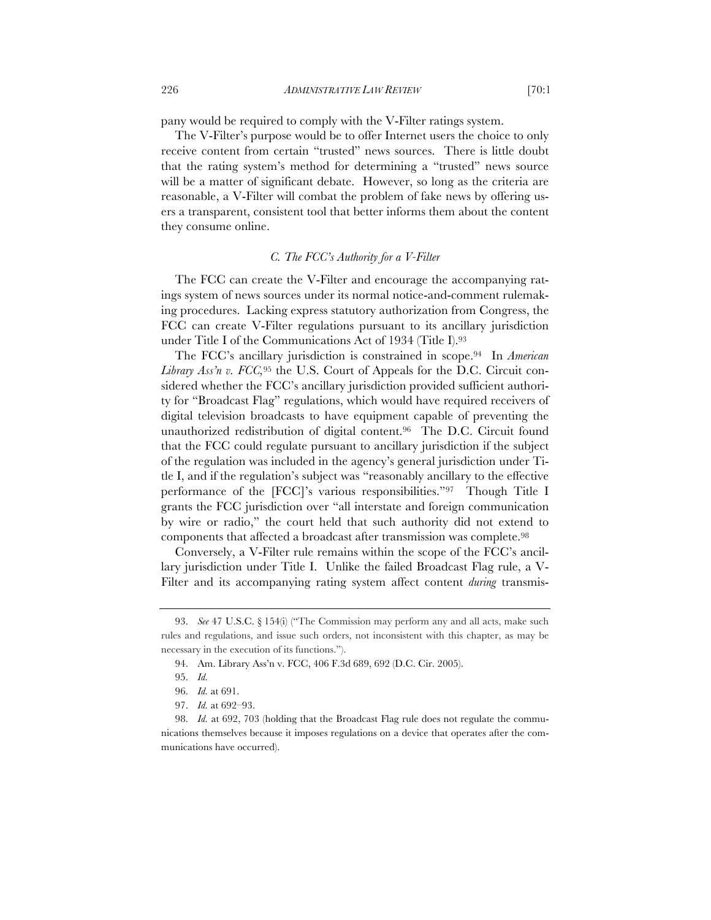pany would be required to comply with the V-Filter ratings system.

The V-Filter's purpose would be to offer Internet users the choice to only receive content from certain "trusted" news sources. There is little doubt that the rating system's method for determining a "trusted" news source will be a matter of significant debate. However, so long as the criteria are reasonable, a V-Filter will combat the problem of fake news by offering users a transparent, consistent tool that better informs them about the content they consume online.

### *C. The FCC's Authority for a V-Filter*

The FCC can create the V-Filter and encourage the accompanying ratings system of news sources under its normal notice-and-comment rulemaking procedures. Lacking express statutory authorization from Congress, the FCC can create V-Filter regulations pursuant to its ancillary jurisdiction under Title I of the Communications Act of 1934 (Title I).[93]

The FCC's ancillary jurisdiction is constrained in scope.[94] In *American Library Ass'n v. FCC*,[95] the U.S. Court of Appeals for the D.C. Circuit considered whether the FCC's ancillary jurisdiction provided sufficient authority for "Broadcast Flag" regulations, which would have required receivers of digital television broadcasts to have equipment capable of preventing the unauthorized redistribution of digital content.[96] The D.C. Circuit found that the FCC could regulate pursuant to ancillary jurisdiction if the subject of the regulation was included in the agency's general jurisdiction under Title I, and if the regulation's subject was "reasonably ancillary to the effective performance of the [FCC]'s various responsibilities."[97] Though Title I grants the FCC jurisdiction over "all interstate and foreign communication by wire or radio," the court held that such authority did not extend to components that affected a broadcast after transmission was complete.[98]

Conversely, a V-Filter rule remains within the scope of the FCC's ancillary jurisdiction under Title I. Unlike the failed Broadcast Flag rule, a V-Filter and its accompanying rating system affect content *during* transmis-

---

93. *See* 47 U.S.C. § 154(i) ("The Commission may perform any and all acts, make such rules and regulations, and issue such orders, not inconsistent with this chapter, as may be necessary in the execution of its functions.").

94. Am. Library Ass'n v. FCC, 406 F.3d 689, 692 (D.C. Cir. 2005).

95. *Id.*

96. *Id.* at 691.

97. *Id.* at 692–93.

98. *Id.* at 692, 703 (holding that the Broadcast Flag rule does not regulate the communications themselves because it imposes regulations on a device that operates after the communications have occurred).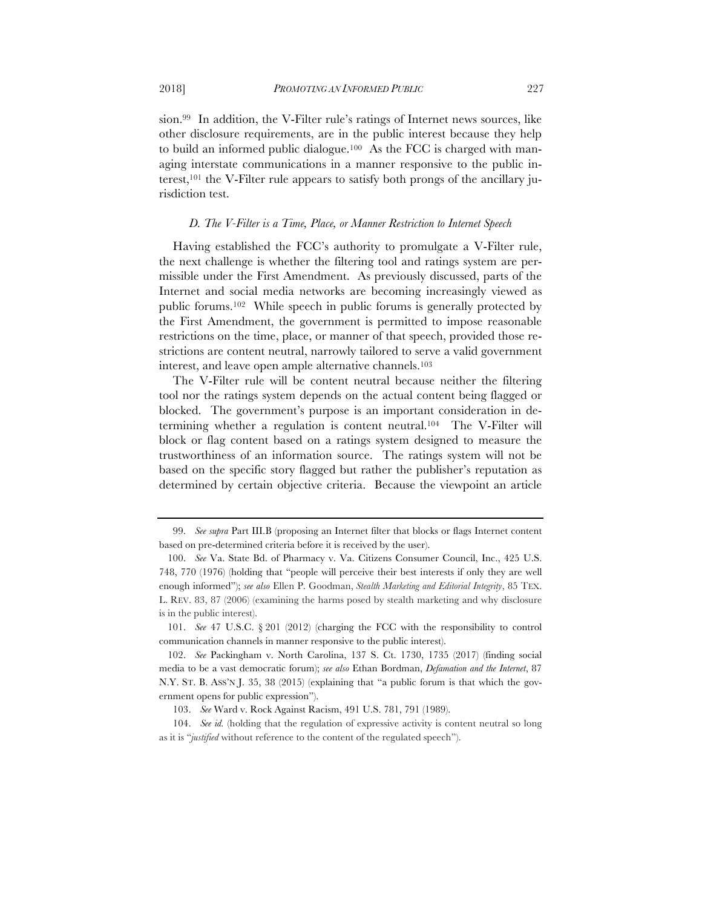sion.[99] In addition, the V-Filter rule's ratings of Internet news sources, like other disclosure requirements, are in the public interest because they help to build an informed public dialogue.[100] As the FCC is charged with managing interstate communications in a manner responsive to the public interest,[101] the V-Filter rule appears to satisfy both prongs of the ancillary jurisdiction test.

### *D. The V-Filter is a Time, Place, or Manner Restriction to Internet Speech*

Having established the FCC's authority to promulgate a V-Filter rule, the next challenge is whether the filtering tool and ratings system are permissible under the First Amendment. As previously discussed, parts of the Internet and social media networks are becoming increasingly viewed as public forums.[102] While speech in public forums is generally protected by the First Amendment, the government is permitted to impose reasonable restrictions on the time, place, or manner of that speech, provided those restrictions are content neutral, narrowly tailored to serve a valid government interest, and leave open ample alternative channels.[103]

The V-Filter rule will be content neutral because neither the filtering tool nor the ratings system depends on the actual content being flagged or blocked. The government's purpose is an important consideration in determining whether a regulation is content neutral.[104] The V-Filter will block or flag content based on a ratings system designed to measure the trustworthiness of an information source. The ratings system will not be based on the specific story flagged but rather the publisher's reputation as determined by certain objective criteria. Because the viewpoint an article

---

99. *See supra* Part III.B (proposing an Internet filter that blocks or flags Internet content based on pre-determined criteria before it is received by the user).

100. *See* Va. State Bd. of Pharmacy v. Va. Citizens Consumer Council, Inc., 425 U.S. 748, 770 (1976) (holding that "people will perceive their best interests if only they are well enough informed"); *see also* Ellen P. Goodman, *Stealth Marketing and Editorial Integrity*, 85 TEX. L. REV. 83, 87 (2006) (examining the harms posed by stealth marketing and why disclosure is in the public interest).

101. *See* 47 U.S.C. § 201 (2012) (charging the FCC with the responsibility to control communication channels in manner responsive to the public interest).

102. *See* Packingham v. North Carolina, 137 S. Ct. 1730, 1735 (2017) (finding social media to be a vast democratic forum); *see also* Ethan Bordman, *Defamation and the Internet*, 87 N.Y. ST. B. ASS'N J. 35, 38 (2015) (explaining that "a public forum is that which the government opens for public expression").

103. *See* Ward v. Rock Against Racism, 491 U.S. 781, 791 (1989).

104. *See id.* (holding that the regulation of expressive activity is content neutral so long as it is "*justified* without reference to the content of the regulated speech").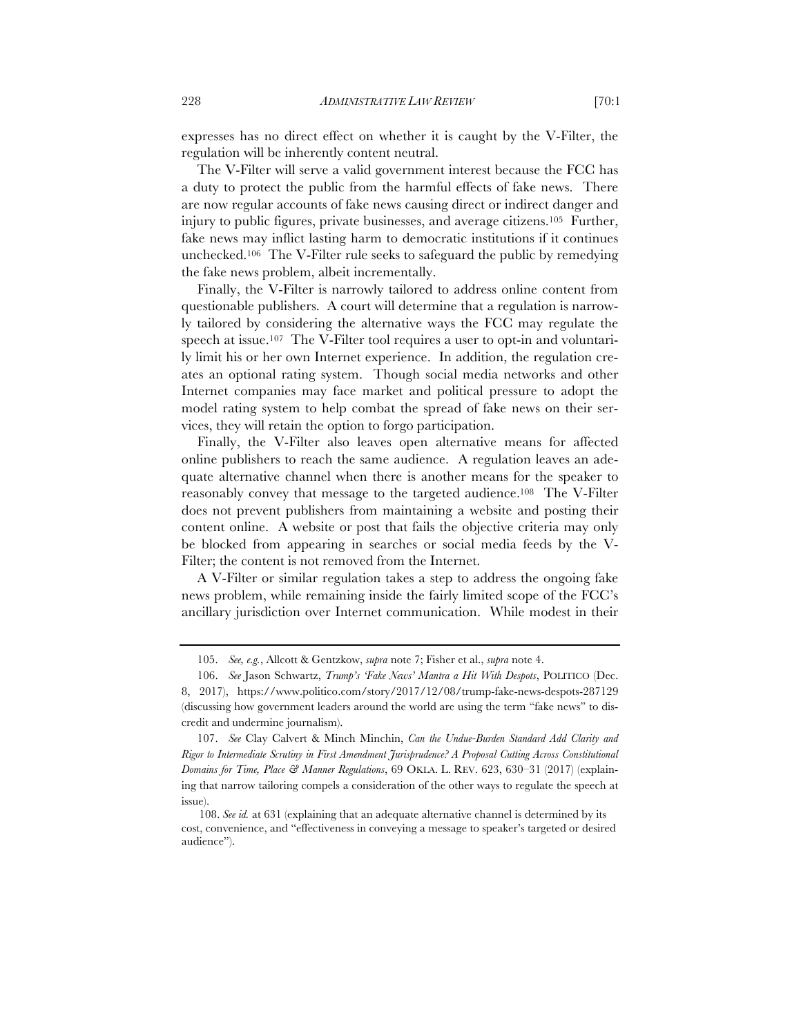expresses has no direct effect on whether it is caught by the V-Filter, the regulation will be inherently content neutral.

The V-Filter will serve a valid government interest because the FCC has a duty to protect the public from the harmful effects of fake news. There are now regular accounts of fake news causing direct or indirect danger and injury to public figures, private businesses, and average citizens.[105] Further, fake news may inflict lasting harm to democratic institutions if it continues unchecked.[106] The V-Filter rule seeks to safeguard the public by remedying the fake news problem, albeit incrementally.

Finally, the V-Filter is narrowly tailored to address online content from questionable publishers. A court will determine that a regulation is narrowly tailored by considering the alternative ways the FCC may regulate the speech at issue.[107] The V-Filter tool requires a user to opt-in and voluntarily limit his or her own Internet experience. In addition, the regulation creates an optional rating system. Though social media networks and other Internet companies may face market and political pressure to adopt the model rating system to help combat the spread of fake news on their services, they will retain the option to forgo participation.

Finally, the V-Filter also leaves open alternative means for affected online publishers to reach the same audience. A regulation leaves an adequate alternative channel when there is another means for the speaker to reasonably convey that message to the targeted audience.[108] The V-Filter does not prevent publishers from maintaining a website and posting their content online. A website or post that fails the objective criteria may only be blocked from appearing in searches or social media feeds by the V-Filter; the content is not removed from the Internet.

A V-Filter or similar regulation takes a step to address the ongoing fake news problem, while remaining inside the fairly limited scope of the FCC's ancillary jurisdiction over Internet communication. While modest in their

---

105. *See, e.g.*, Allcott & Gentzkow, *supra* note 7; Fisher et al., *supra* note 4.

106. *See* Jason Schwartz, *Trump's 'Fake News' Mantra a Hit With Despots*, POLITICO (Dec. 8, 2017), https://www.politico.com/story/2017/12/08/trump-fake-news-despots-287129 (discussing how government leaders around the world are using the term "fake news" to discredit and undermine journalism).

107. *See* Clay Calvert & Minch Minchin, *Can the Undue-Burden Standard Add Clarity and Rigor to Intermediate Scrutiny in First Amendment Jurisprudence? A Proposal Cutting Across Constitutional Domains for Time, Place & Manner Regulations*, 69 OKLA. L. REV. 623, 630–31 (2017) (explaining that narrow tailoring compels a consideration of the other ways to regulate the speech at issue).

108. *See id.* at 631 (explaining that an adequate alternative channel is determined by its cost, convenience, and "effectiveness in conveying a message to speaker's targeted or desired audience").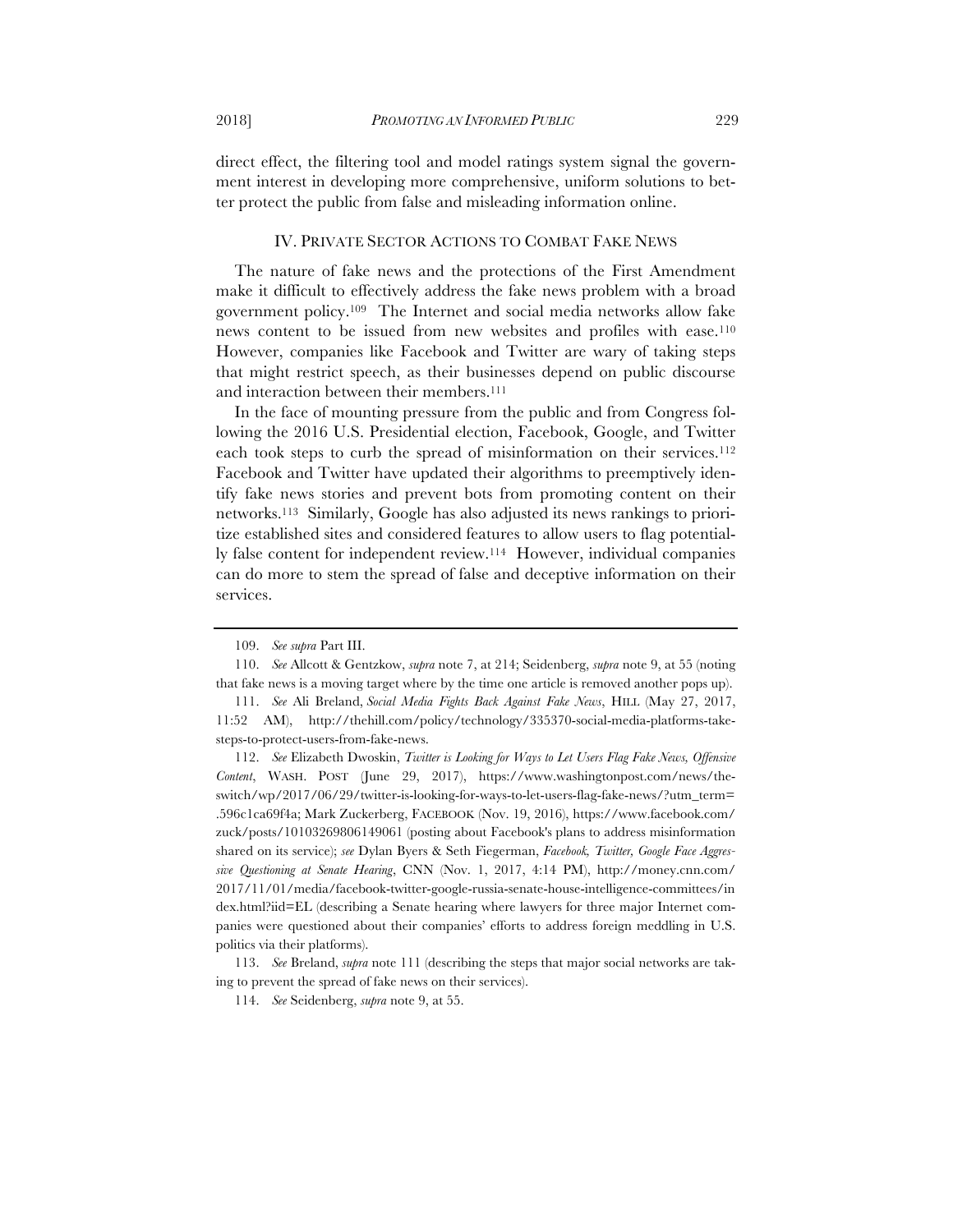direct effect, the filtering tool and model ratings system signal the government interest in developing more comprehensive, uniform solutions to better protect the public from false and misleading information online.

## IV. PRIVATE SECTOR ACTIONS TO COMBAT FAKE NEWS

The nature of fake news and the protections of the First Amendment make it difficult to effectively address the fake news problem with a broad government policy.[109] The Internet and social media networks allow fake news content to be issued from new websites and profiles with ease.[110] However, companies like Facebook and Twitter are wary of taking steps that might restrict speech, as their businesses depend on public discourse and interaction between their members.[111]

In the face of mounting pressure from the public and from Congress following the 2016 U.S. Presidential election, Facebook, Google, and Twitter each took steps to curb the spread of misinformation on their services.[112] Facebook and Twitter have updated their algorithms to preemptively identify fake news stories and prevent bots from promoting content on their networks.[113] Similarly, Google has also adjusted its news rankings to prioritize established sites and considered features to allow users to flag potentially false content for independent review.[114] However, individual companies can do more to stem the spread of false and deceptive information on their services.

---

109. *See supra* Part III.

110. *See* Allcott & Gentzkow, *supra* note 7, at 214; Seidenberg, *supra* note 9, at 55 (noting that fake news is a moving target where by the time one article is removed another pops up).

111. *See* Ali Breland, *Social Media Fights Back Against Fake News*, HILL (May 27, 2017, 11:52 AM), http://thehill.com/policy/technology/335370-social-media-platforms-take-steps-to-protect-users-from-fake-news.

112. *See* Elizabeth Dwoskin, *Twitter is Looking for Ways to Let Users Flag Fake News, Offensive Content*, WASH. POST (June 29, 2017), https://www.washingtonpost.com/news/the-switch/wp/2017/06/29/twitter-is-looking-for-ways-to-let-users-flag-fake-news/?utm_term=.596c1ca69f4a; Mark Zuckerberg, FACEBOOK (Nov. 19, 2016), https://www.facebook.com/zuck/posts/10103269806149061 (posting about Facebook's plans to address misinformation shared on its service); *see* Dylan Byers & Seth Fiegerman, *Facebook, Twitter, Google Face Aggressive Questioning at Senate Hearing*, CNN (Nov. 1, 2017, 4:14 PM), http://money.cnn.com/2017/11/01/media/facebook-twitter-google-russia-senate-house-intelligence-committees/index.html?iid=EL (describing a Senate hearing where lawyers for three major Internet companies were questioned about their companies' efforts to address foreign meddling in U.S. politics via their platforms).

113. *See* Breland, *supra* note 111 (describing the steps that major social networks are taking to prevent the spread of fake news on their services).

114. *See* Seidenberg, *supra* note 9, at 55.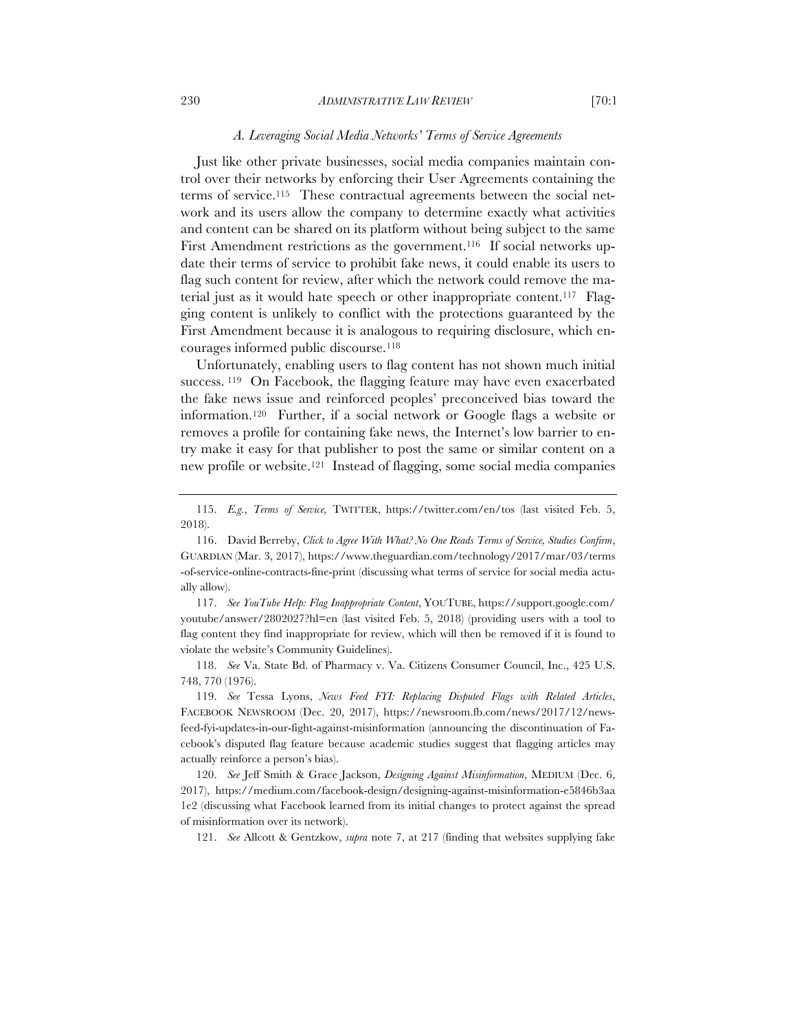### *A. Leveraging Social Media Networks' Terms of Service Agreements*

Just like other private businesses, social media companies maintain control over their networks by enforcing their User Agreements containing the terms of service.[115] These contractual agreements between the social network and its users allow the company to determine exactly what activities and content can be shared on its platform without being subject to the same First Amendment restrictions as the government.[116] If social networks update their terms of service to prohibit fake news, it could enable its users to flag such content for review, after which the network could remove the material just as it would hate speech or other inappropriate content.[117] Flagging content is unlikely to conflict with the protections guaranteed by the First Amendment because it is analogous to requiring disclosure, which encourages informed public discourse.[118]

Unfortunately, enabling users to flag content has not shown much initial success. [119] On Facebook, the flagging feature may have even exacerbated the fake news issue and reinforced peoples' preconceived bias toward the information.[120] Further, if a social network or Google flags a website or removes a profile for containing fake news, the Internet's low barrier to entry make it easy for that publisher to post the same or similar content on a new profile or website.[121] Instead of flagging, some social media companies

---

115. *E.g.*, *Terms of Service,* TWITTER, https://twitter.com/en/tos (last visited Feb. 5, 2018).

116. David Berreby, *Click to Agree With What? No One Reads Terms of Service, Studies Confirm*, GUARDIAN (Mar. 3, 2017), https://www.theguardian.com/technology/2017/mar/03/terms-of-service-online-contracts-fine-print (discussing what terms of service for social media actually allow).

117. *See YouTube Help: Flag Inappropriate Content*, YOUTUBE, https://support.google.com/youtube/answer/2802027?hl=en (last visited Feb. 5, 2018) (providing users with a tool to flag content they find inappropriate for review, which will then be removed if it is found to violate the website's Community Guidelines).

118. *See* Va. State Bd. of Pharmacy v. Va. Citizens Consumer Council, Inc., 425 U.S. 748, 770 (1976).

119. *See* Tessa Lyons, *News Feed FYI: Replacing Disputed Flags with Related Articles*, FACEBOOK NEWSROOM (Dec. 20, 2017), https://newsroom.fb.com/news/2017/12/news-feed-fyi-updates-in-our-fight-against-misinformation (announcing the discontinuation of Facebook's disputed flag feature because academic studies suggest that flagging articles may actually reinforce a person's bias).

120. *See* Jeff Smith & Grace Jackson, *Designing Against Misinformation*, MEDIUM (Dec. 6, 2017), https://medium.com/facebook-design/designing-against-misinformation-e5846b3aa1e2 (discussing what Facebook learned from its initial changes to protect against the spread of misinformation over its network).

121. *See* Allcott & Gentzkow, *supra* note 7, at 217 (finding that websites supplying fake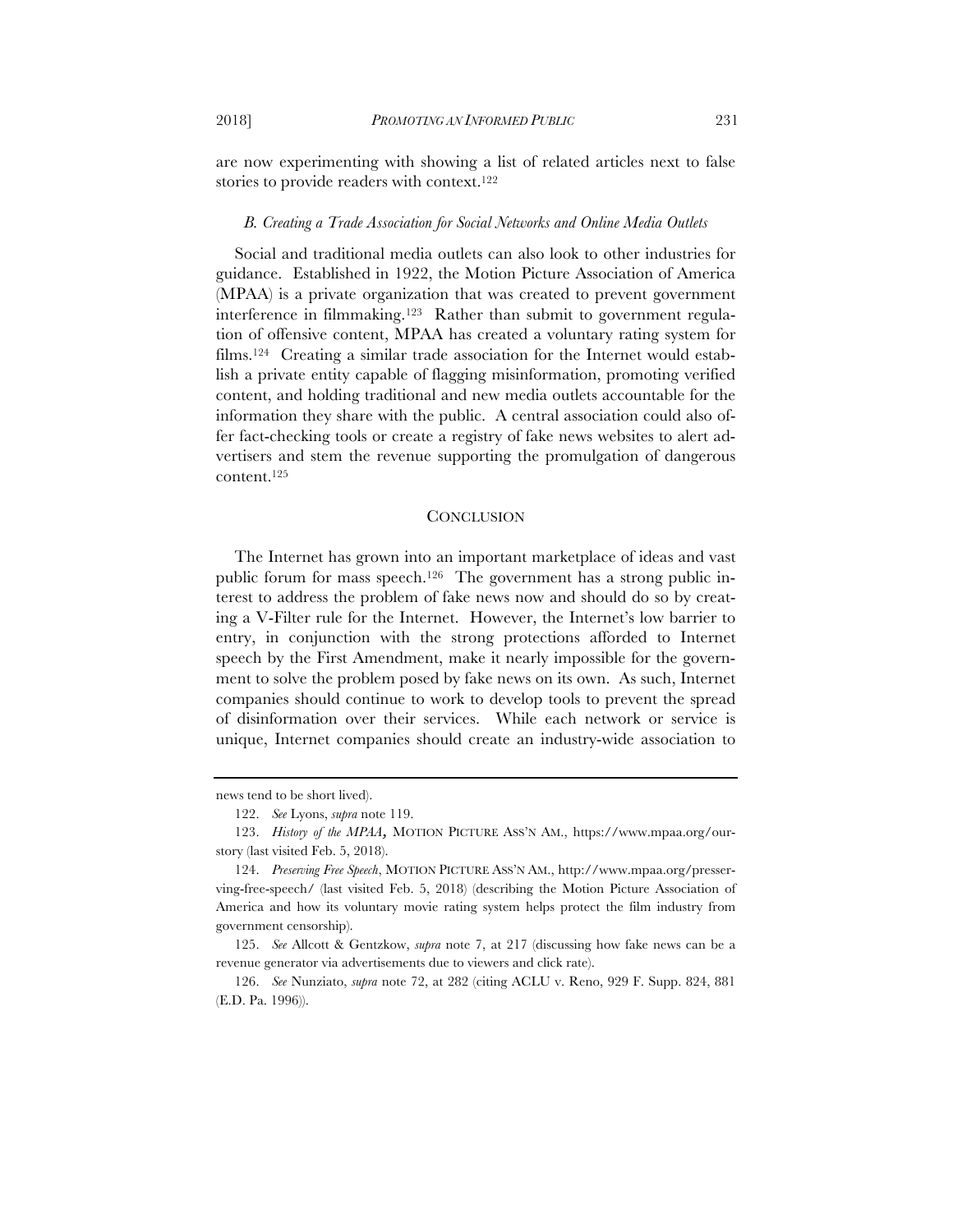are now experimenting with showing a list of related articles next to false stories to provide readers with context.[122]

### *B. Creating a Trade Association for Social Networks and Online Media Outlets*

Social and traditional media outlets can also look to other industries for guidance. Established in 1922, the Motion Picture Association of America (MPAA) is a private organization that was created to prevent government interference in filmmaking.[123] Rather than submit to government regulation of offensive content, MPAA has created a voluntary rating system for films.[124] Creating a similar trade association for the Internet would establish a private entity capable of flagging misinformation, promoting verified content, and holding traditional and new media outlets accountable for the information they share with the public. A central association could also offer fact-checking tools or create a registry of fake news websites to alert advertisers and stem the revenue supporting the promulgation of dangerous content.[125]

## CONCLUSION

The Internet has grown into an important marketplace of ideas and vast public forum for mass speech.[126] The government has a strong public interest to address the problem of fake news now and should do so by creating a V-Filter rule for the Internet. However, the Internet's low barrier to entry, in conjunction with the strong protections afforded to Internet speech by the First Amendment, make it nearly impossible for the government to solve the problem posed by fake news on its own. As such, Internet companies should continue to work to develop tools to prevent the spread of disinformation over their services. While each network or service is unique, Internet companies should create an industry-wide association to

---

news tend to be short lived).

122. *See* Lyons, *supra* note 119.

123. *History of the MPAA,* MOTION PICTURE ASS'N AM., https://www.mpaa.org/our-story (last visited Feb. 5, 2018).

124. *Preserving Free Speech*, MOTION PICTURE ASS'N AM., http://www.mpaa.org/preserving-free-speech/ (last visited Feb. 5, 2018) (describing the Motion Picture Association of America and how its voluntary movie rating system helps protect the film industry from government censorship).

125. *See* Allcott & Gentzkow, *supra* note 7, at 217 (discussing how fake news can be a revenue generator via advertisements due to viewers and click rate).

126. *See* Nunziato, *supra* note 72, at 282 (citing ACLU v. Reno, 929 F. Supp. 824, 881 (E.D. Pa. 1996)).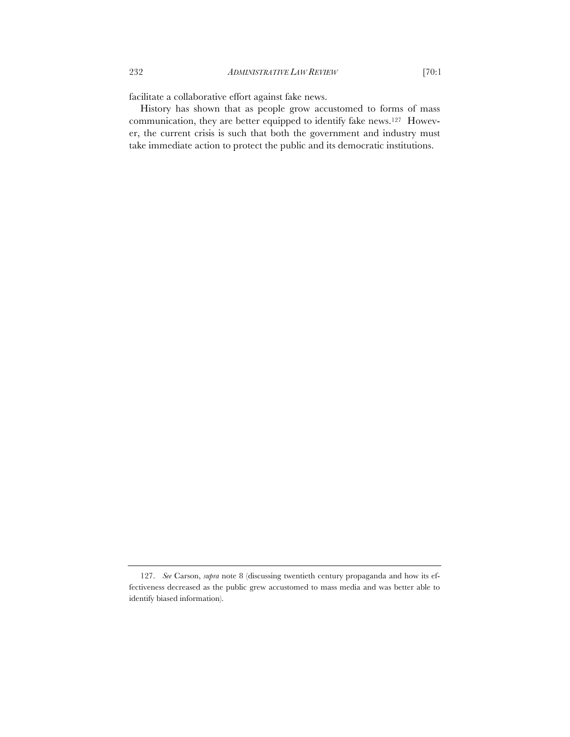facilitate a collaborative effort against fake news.

History has shown that as people grow accustomed to forms of mass communication, they are better equipped to identify fake news.[127] However, the current crisis is such that both the government and industry must take immediate action to protect the public and its democratic institutions.

---

127. *See* Carson, *supra* note 8 (discussing twentieth century propaganda and how its effectiveness decreased as the public grew accustomed to mass media and was better able to identify biased information).